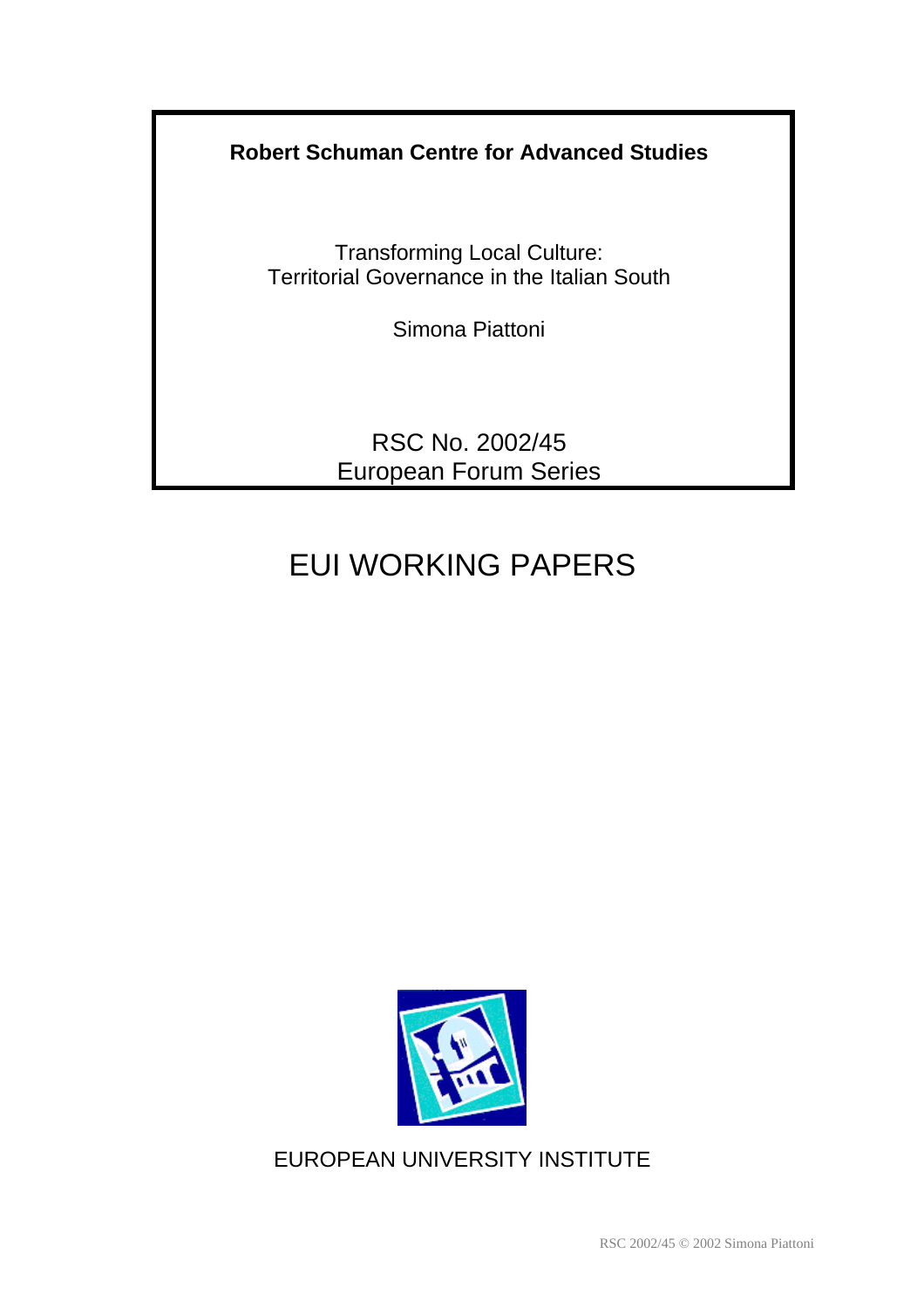**Robert Schuman Centre for Advanced Studies**

Transforming Local Culture:
Territorial Governance in the Italian South

Simona Piattoni

RSC No. 2002/45
European Forum Series

# EUI WORKING PAPERS

EUROPEAN UNIVERSITY INSTITUTE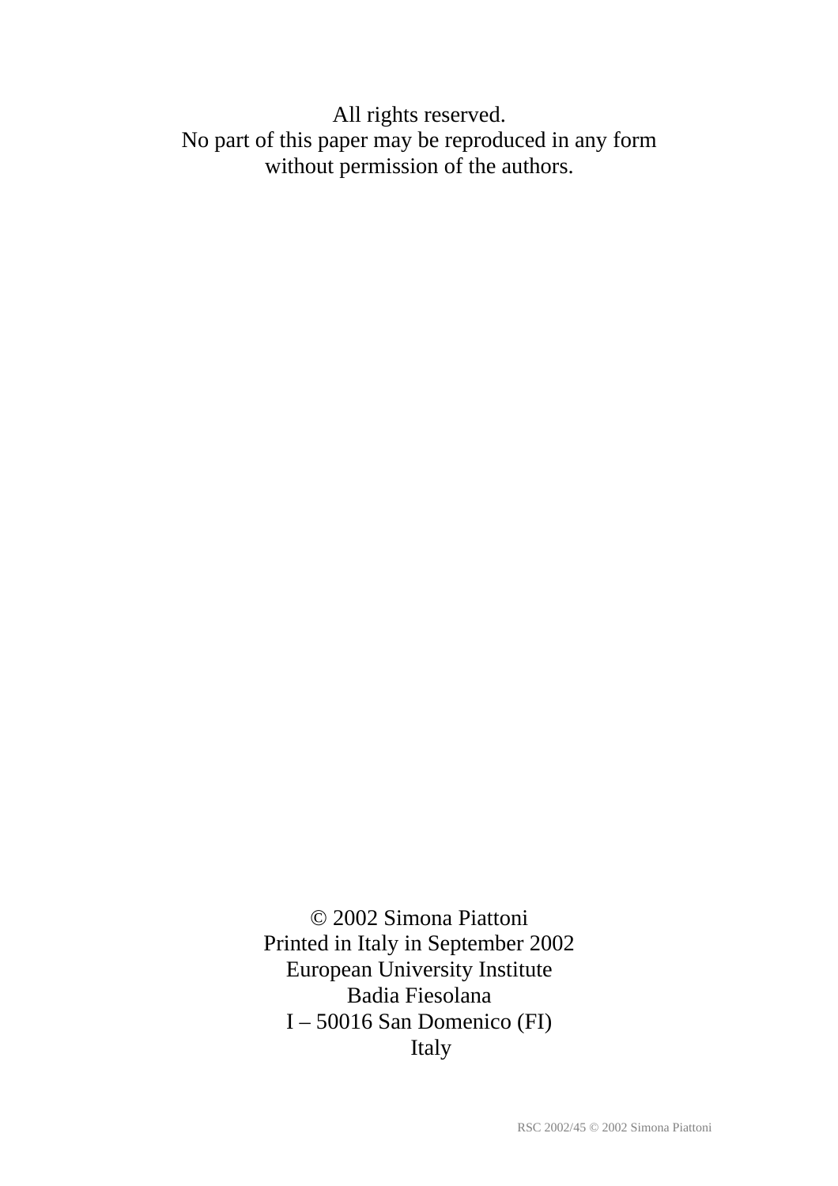All rights reserved.
No part of this paper may be reproduced in any form
without permission of the authors.

© 2002 Simona Piattoni
Printed in Italy in September 2002
European University Institute
Badia Fiesolana
I – 50016 San Domenico (FI)
Italy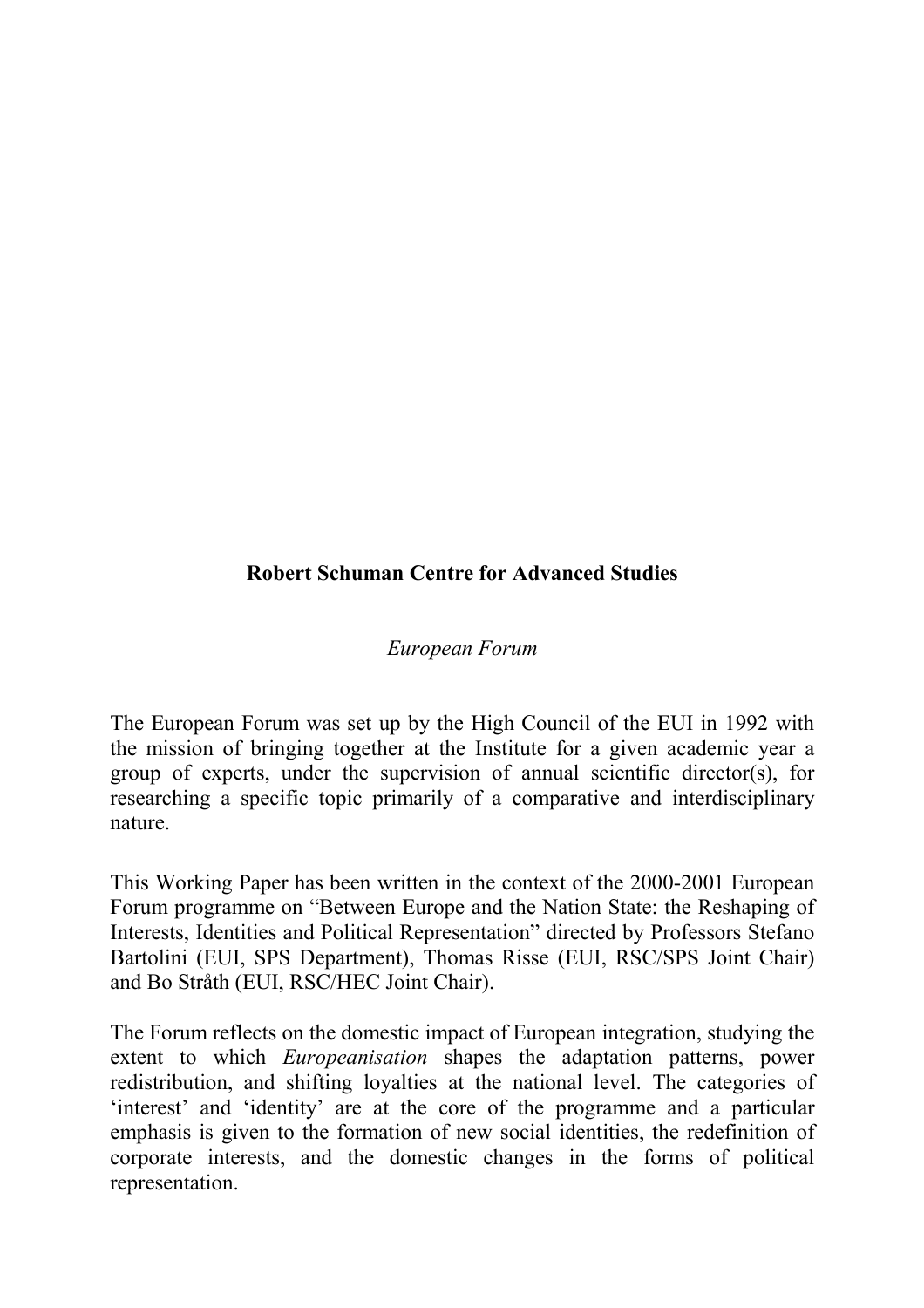**Robert Schuman Centre for Advanced Studies**

*European Forum*

The European Forum was set up by the High Council of the EUI in 1992 with the mission of bringing together at the Institute for a given academic year a group of experts, under the supervision of annual scientific director(s), for researching a specific topic primarily of a comparative and interdisciplinary nature.

This Working Paper has been written in the context of the 2000-2001 European Forum programme on "Between Europe and the Nation State: the Reshaping of Interests, Identities and Political Representation" directed by Professors Stefano Bartolini (EUI, SPS Department), Thomas Risse (EUI, RSC/SPS Joint Chair) and Bo Stråth (EUI, RSC/HEC Joint Chair).

The Forum reflects on the domestic impact of European integration, studying the extent to which *Europeanisation* shapes the adaptation patterns, power redistribution, and shifting loyalties at the national level. The categories of 'interest' and 'identity' are at the core of the programme and a particular emphasis is given to the formation of new social identities, the redefinition of corporate interests, and the domestic changes in the forms of political representation.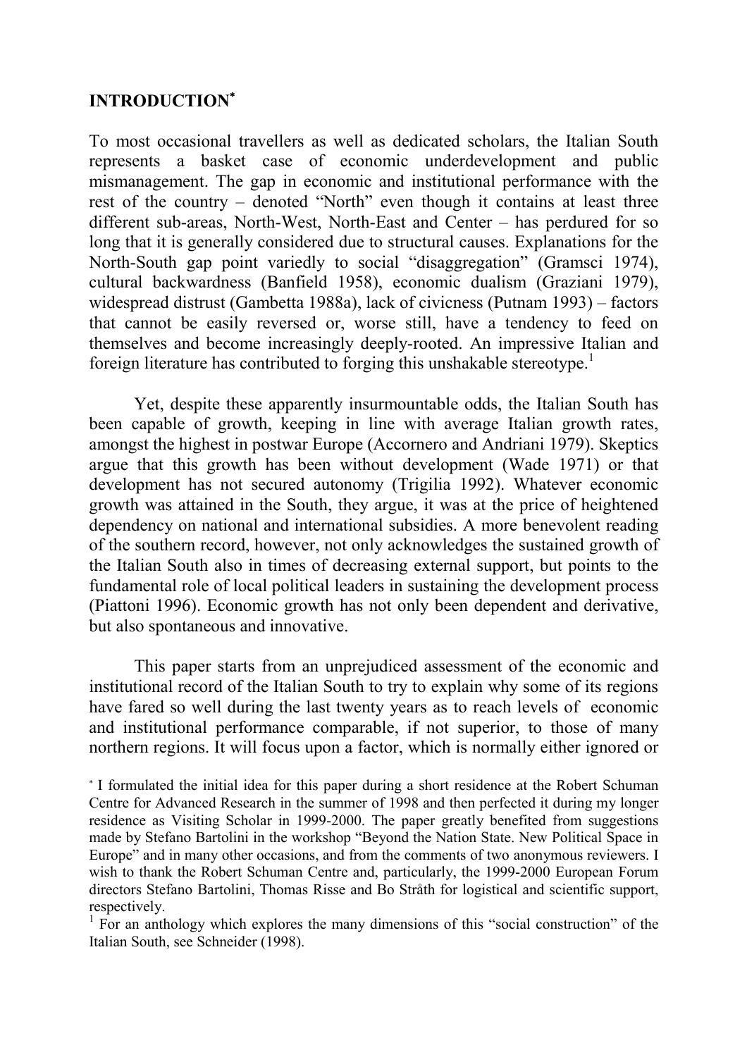## INTRODUCTION[*]

To most occasional travellers as well as dedicated scholars, the Italian South represents a basket case of economic underdevelopment and public mismanagement. The gap in economic and institutional performance with the rest of the country – denoted "North" even though it contains at least three different sub-areas, North-West, North-East and Center – has perdured for so long that it is generally considered due to structural causes. Explanations for the North-South gap point variedly to social "disaggregation" (Gramsci 1974), cultural backwardness (Banfield 1958), economic dualism (Graziani 1979), widespread distrust (Gambetta 1988a), lack of civicness (Putnam 1993) – factors that cannot be easily reversed or, worse still, have a tendency to feed on themselves and become increasingly deeply-rooted. An impressive Italian and foreign literature has contributed to forging this unshakable stereotype.[1]

Yet, despite these apparently insurmountable odds, the Italian South has been capable of growth, keeping in line with average Italian growth rates, amongst the highest in postwar Europe (Accornero and Andriani 1979). Skeptics argue that this growth has been without development (Wade 1971) or that development has not secured autonomy (Trigilia 1992). Whatever economic growth was attained in the South, they argue, it was at the price of heightened dependency on national and international subsidies. A more benevolent reading of the southern record, however, not only acknowledges the sustained growth of the Italian South also in times of decreasing external support, but points to the fundamental role of local political leaders in sustaining the development process (Piattoni 1996). Economic growth has not only been dependent and derivative, but also spontaneous and innovative.

This paper starts from an unprejudiced assessment of the economic and institutional record of the Italian South to try to explain why some of its regions have fared so well during the last twenty years as to reach levels of economic and institutional performance comparable, if not superior, to those of many northern regions. It will focus upon a factor, which is normally either ignored or

[*] I formulated the initial idea for this paper during a short residence at the Robert Schuman Centre for Advanced Research in the summer of 1998 and then perfected it during my longer residence as Visiting Scholar in 1999-2000. The paper greatly benefited from suggestions made by Stefano Bartolini in the workshop "Beyond the Nation State. New Political Space in Europe" and in many other occasions, and from the comments of two anonymous reviewers. I wish to thank the Robert Schuman Centre and, particularly, the 1999-2000 European Forum directors Stefano Bartolini, Thomas Risse and Bo Stråth for logistical and scientific support, respectively.

[1] For an anthology which explores the many dimensions of this "social construction" of the Italian South, see Schneider (1998).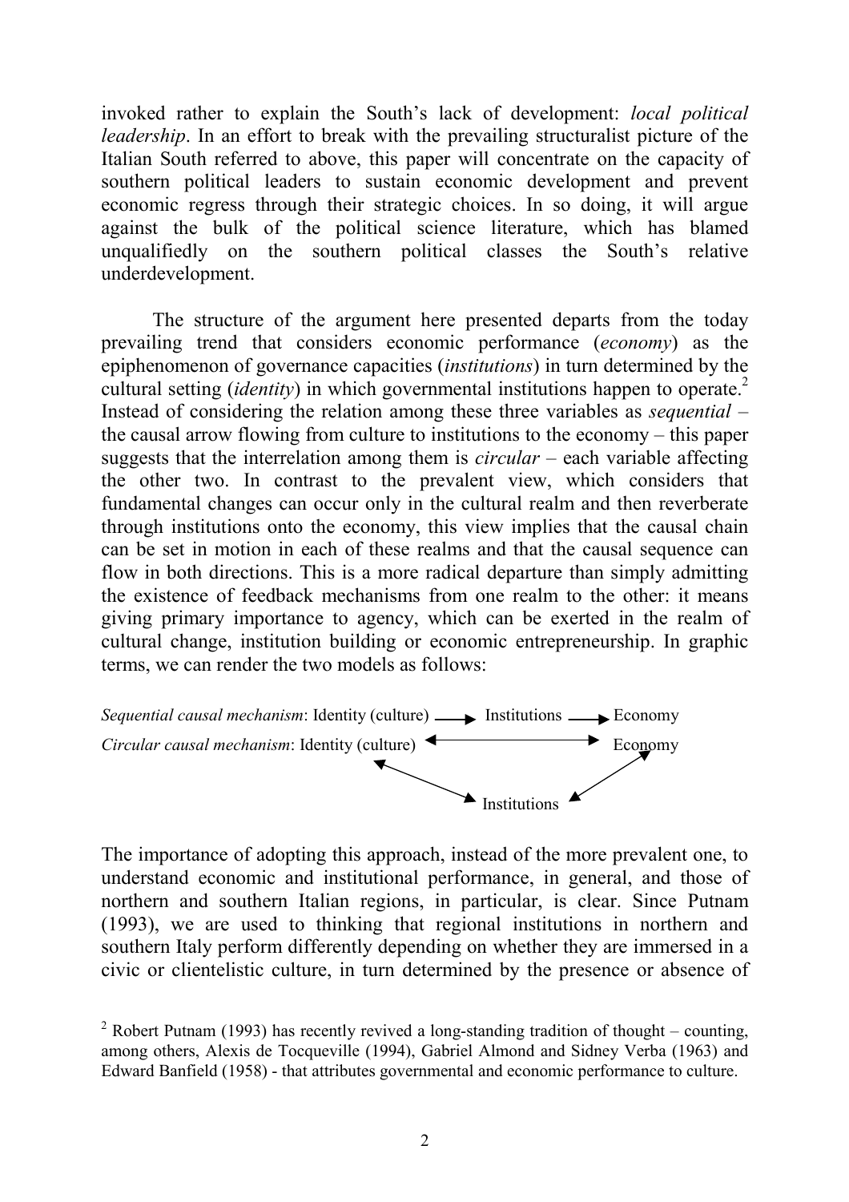invoked rather to explain the South's lack of development: *local political leadership*. In an effort to break with the prevailing structuralist picture of the Italian South referred to above, this paper will concentrate on the capacity of southern political leaders to sustain economic development and prevent economic regress through their strategic choices. In so doing, it will argue against the bulk of the political science literature, which has blamed unqualifiedly on the southern political classes the South's relative underdevelopment.

The structure of the argument here presented departs from the today prevailing trend that considers economic performance (*economy*) as the epiphenomenon of governance capacities (*institutions*) in turn determined by the cultural setting (*identity*) in which governmental institutions happen to operate.[2] Instead of considering the relation among these three variables as *sequential* – the causal arrow flowing from culture to institutions to the economy – this paper suggests that the interrelation among them is *circular* – each variable affecting the other two. In contrast to the prevalent view, which considers that fundamental changes can occur only in the cultural realm and then reverberate through institutions onto the economy, this view implies that the causal chain can be set in motion in each of these realms and that the causal sequence can flow in both directions. This is a more radical departure than simply admitting the existence of feedback mechanisms from one realm to the other: it means giving primary importance to agency, which can be exerted in the realm of cultural change, institution building or economic entrepreneurship. In graphic terms, we can render the two models as follows:

*Sequential causal mechanism*: Identity (culture) ⟶ Institutions ⟶ Economy

*Circular causal mechanism*: Identity (culture) ⟷ Economy; Identity (culture) ⟷ Institutions; Institutions ⟷ Economy

The importance of adopting this approach, instead of the more prevalent one, to understand economic and institutional performance, in general, and those of northern and southern Italian regions, in particular, is clear. Since Putnam (1993), we are used to thinking that regional institutions in northern and southern Italy perform differently depending on whether they are immersed in a civic or clientelistic culture, in turn determined by the presence or absence of

[2] Robert Putnam (1993) has recently revived a long-standing tradition of thought – counting, among others, Alexis de Tocqueville (1994), Gabriel Almond and Sidney Verba (1963) and Edward Banfield (1958) - that attributes governmental and economic performance to culture.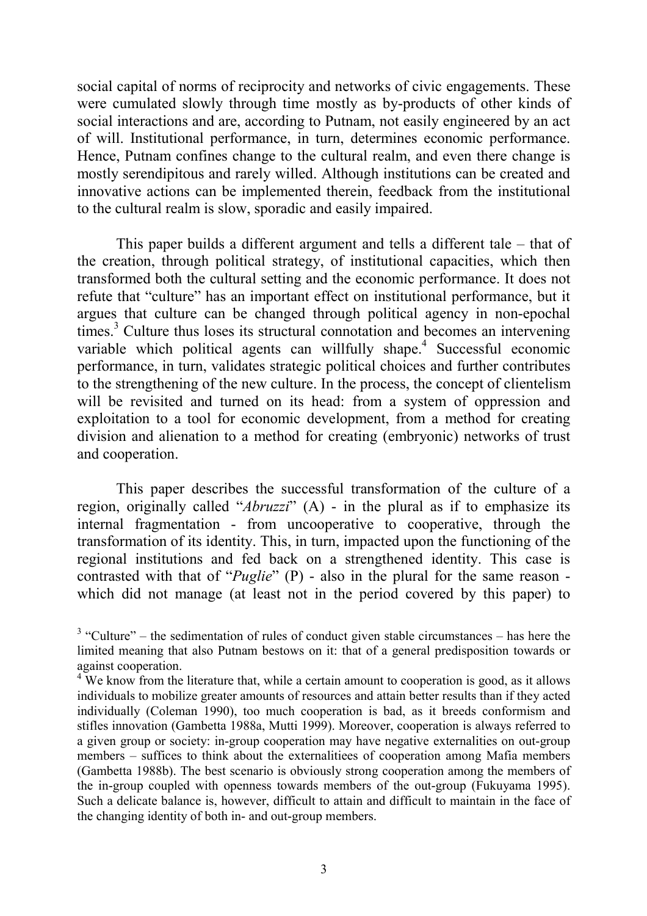social capital of norms of reciprocity and networks of civic engagements. These were cumulated slowly through time mostly as by-products of other kinds of social interactions and are, according to Putnam, not easily engineered by an act of will. Institutional performance, in turn, determines economic performance. Hence, Putnam confines change to the cultural realm, and even there change is mostly serendipitous and rarely willed. Although institutions can be created and innovative actions can be implemented therein, feedback from the institutional to the cultural realm is slow, sporadic and easily impaired.

This paper builds a different argument and tells a different tale – that of the creation, through political strategy, of institutional capacities, which then transformed both the cultural setting and the economic performance. It does not refute that "culture" has an important effect on institutional performance, but it argues that culture can be changed through political agency in non-epochal times.[3] Culture thus loses its structural connotation and becomes an intervening variable which political agents can willfully shape.[4] Successful economic performance, in turn, validates strategic political choices and further contributes to the strengthening of the new culture. In the process, the concept of clientelism will be revisited and turned on its head: from a system of oppression and exploitation to a tool for economic development, from a method for creating division and alienation to a method for creating (embryonic) networks of trust and cooperation.

This paper describes the successful transformation of the culture of a region, originally called "*Abruzzi*" (A) - in the plural as if to emphasize its internal fragmentation - from uncooperative to cooperative, through the transformation of its identity. This, in turn, impacted upon the functioning of the regional institutions and fed back on a strengthened identity. This case is contrasted with that of "*Puglie*" (P) - also in the plural for the same reason - which did not manage (at least not in the period covered by this paper) to

[3] "Culture" – the sedimentation of rules of conduct given stable circumstances – has here the limited meaning that also Putnam bestows on it: that of a general predisposition towards or against cooperation.

[4] We know from the literature that, while a certain amount to cooperation is good, as it allows individuals to mobilize greater amounts of resources and attain better results than if they acted individually (Coleman 1990), too much cooperation is bad, as it breeds conformism and stifles innovation (Gambetta 1988a, Mutti 1999). Moreover, cooperation is always referred to a given group or society: in-group cooperation may have negative externalities on out-group members – suffices to think about the externalitiees of cooperation among Mafia members (Gambetta 1988b). The best scenario is obviously strong cooperation among the members of the in-group coupled with openness towards members of the out-group (Fukuyama 1995). Such a delicate balance is, however, difficult to attain and difficult to maintain in the face of the changing identity of both in- and out-group members.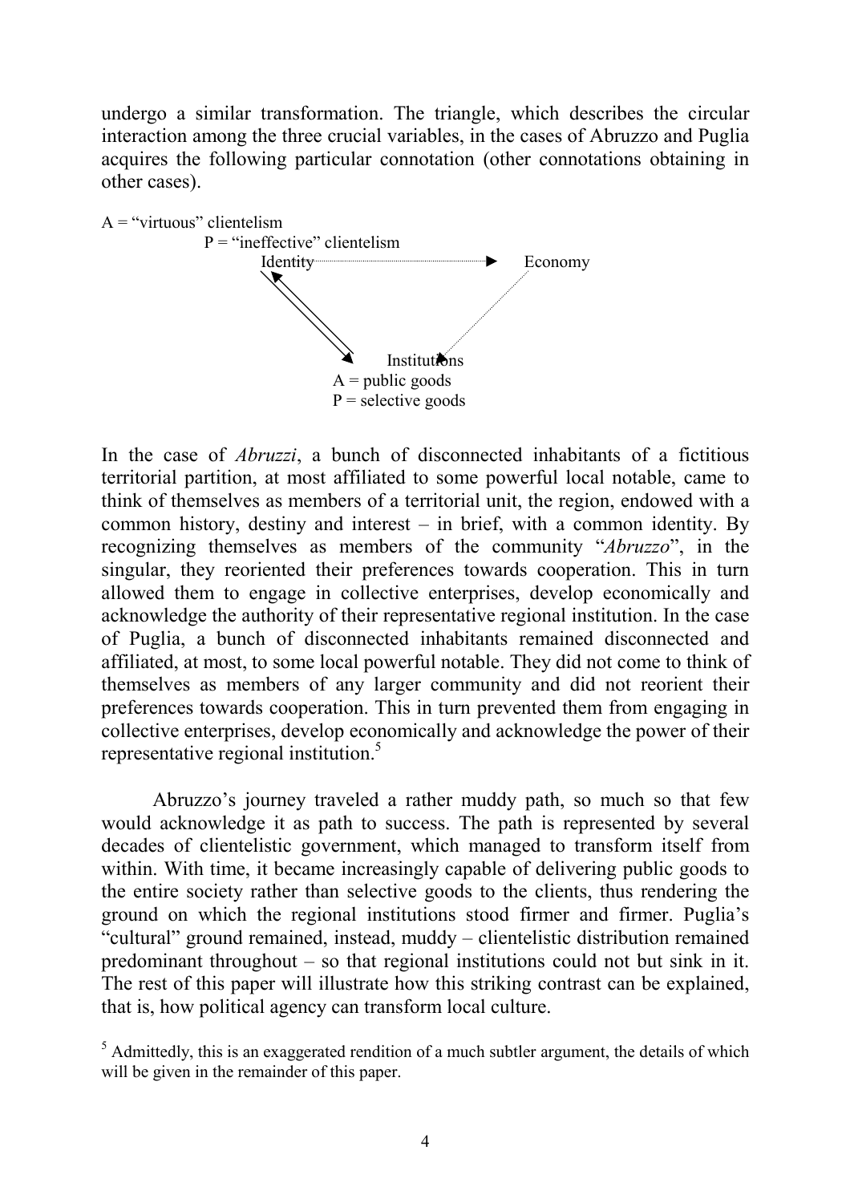undergo a similar transformation. The triangle, which describes the circular interaction among the three crucial variables, in the cases of Abruzzo and Puglia acquires the following particular connotation (other connotations obtaining in other cases).

A = "virtuous" clientelism
P = "ineffective" clientelism

Identity → Economy → Institutions ↔ Identity

Institutions
A = public goods
P = selective goods

In the case of *Abruzzi*, a bunch of disconnected inhabitants of a fictitious territorial partition, at most affiliated to some powerful local notable, came to think of themselves as members of a territorial unit, the region, endowed with a common history, destiny and interest – in brief, with a common identity. By recognizing themselves as members of the community "*Abruzzo*", in the singular, they reoriented their preferences towards cooperation. This in turn allowed them to engage in collective enterprises, develop economically and acknowledge the authority of their representative regional institution. In the case of Puglia, a bunch of disconnected inhabitants remained disconnected and affiliated, at most, to some local powerful notable. They did not come to think of themselves as members of any larger community and did not reorient their preferences towards cooperation. This in turn prevented them from engaging in collective enterprises, develop economically and acknowledge the power of their representative regional institution.[5]

Abruzzo's journey traveled a rather muddy path, so much so that few would acknowledge it as path to success. The path is represented by several decades of clientelistic government, which managed to transform itself from within. With time, it became increasingly capable of delivering public goods to the entire society rather than selective goods to the clients, thus rendering the ground on which the regional institutions stood firmer and firmer. Puglia's "cultural" ground remained, instead, muddy – clientelistic distribution remained predominant throughout – so that regional institutions could not but sink in it. The rest of this paper will illustrate how this striking contrast can be explained, that is, how political agency can transform local culture.

[5] Admittedly, this is an exaggerated rendition of a much subtler argument, the details of which will be given in the remainder of this paper.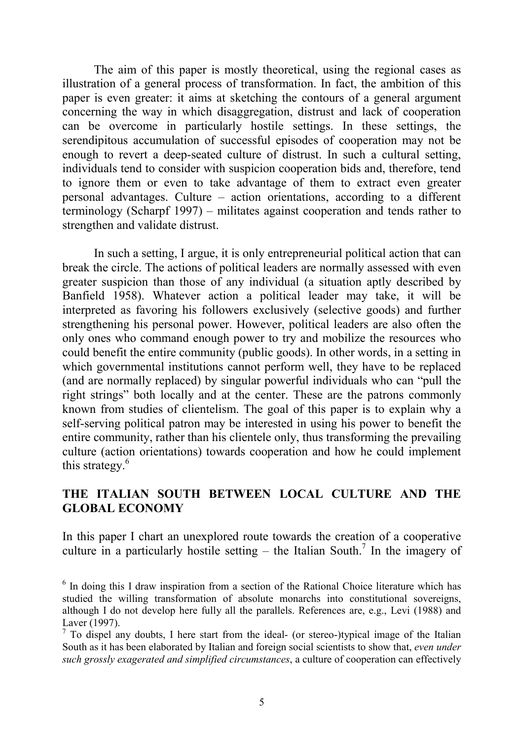The aim of this paper is mostly theoretical, using the regional cases as illustration of a general process of transformation. In fact, the ambition of this paper is even greater: it aims at sketching the contours of a general argument concerning the way in which disaggregation, distrust and lack of cooperation can be overcome in particularly hostile settings. In these settings, the serendipitous accumulation of successful episodes of cooperation may not be enough to revert a deep-seated culture of distrust. In such a cultural setting, individuals tend to consider with suspicion cooperation bids and, therefore, tend to ignore them or even to take advantage of them to extract even greater personal advantages. Culture – action orientations, according to a different terminology (Scharpf 1997) – militates against cooperation and tends rather to strengthen and validate distrust.

In such a setting, I argue, it is only entrepreneurial political action that can break the circle. The actions of political leaders are normally assessed with even greater suspicion than those of any individual (a situation aptly described by Banfield 1958). Whatever action a political leader may take, it will be interpreted as favoring his followers exclusively (selective goods) and further strengthening his personal power. However, political leaders are also often the only ones who command enough power to try and mobilize the resources who could benefit the entire community (public goods). In other words, in a setting in which governmental institutions cannot perform well, they have to be replaced (and are normally replaced) by singular powerful individuals who can "pull the right strings" both locally and at the center. These are the patrons commonly known from studies of clientelism. The goal of this paper is to explain why a self-serving political patron may be interested in using his power to benefit the entire community, rather than his clientele only, thus transforming the prevailing culture (action orientations) towards cooperation and how he could implement this strategy.[6]

## THE ITALIAN SOUTH BETWEEN LOCAL CULTURE AND THE GLOBAL ECONOMY

In this paper I chart an unexplored route towards the creation of a cooperative culture in a particularly hostile setting – the Italian South.[7] In the imagery of

[6] In doing this I draw inspiration from a section of the Rational Choice literature which has studied the willing transformation of absolute monarchs into constitutional sovereigns, although I do not develop here fully all the parallels. References are, e.g., Levi (1988) and Laver (1997).

[7] To dispel any doubts, I here start from the ideal- (or stereo-)typical image of the Italian South as it has been elaborated by Italian and foreign social scientists to show that, *even under such grossly exagerated and simplified circumstances*, a culture of cooperation can effectively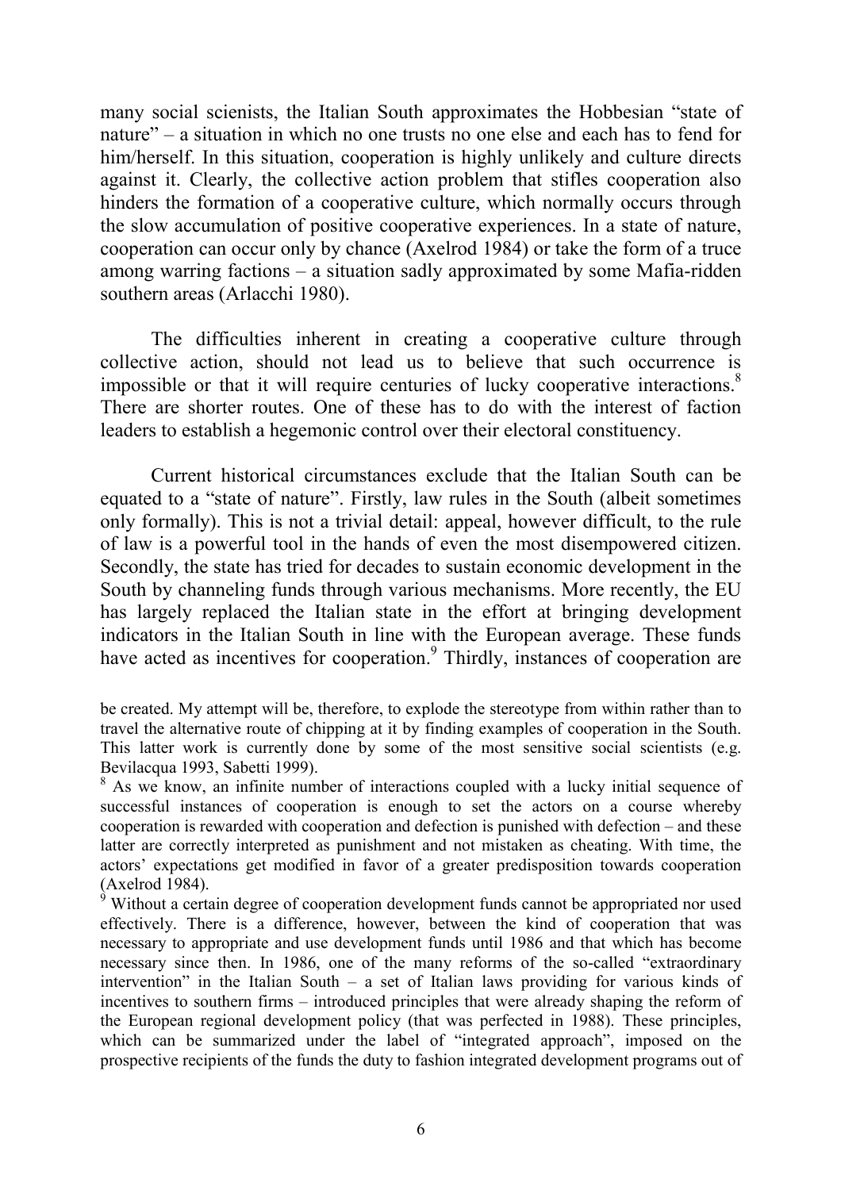many social scienists, the Italian South approximates the Hobbesian "state of nature" – a situation in which no one trusts no one else and each has to fend for him/herself. In this situation, cooperation is highly unlikely and culture directs against it. Clearly, the collective action problem that stifles cooperation also hinders the formation of a cooperative culture, which normally occurs through the slow accumulation of positive cooperative experiences. In a state of nature, cooperation can occur only by chance (Axelrod 1984) or take the form of a truce among warring factions – a situation sadly approximated by some Mafia-ridden southern areas (Arlacchi 1980).

The difficulties inherent in creating a cooperative culture through collective action, should not lead us to believe that such occurrence is impossible or that it will require centuries of lucky cooperative interactions.[8] There are shorter routes. One of these has to do with the interest of faction leaders to establish a hegemonic control over their electoral constituency.

Current historical circumstances exclude that the Italian South can be equated to a "state of nature". Firstly, law rules in the South (albeit sometimes only formally). This is not a trivial detail: appeal, however difficult, to the rule of law is a powerful tool in the hands of even the most disempowered citizen. Secondly, the state has tried for decades to sustain economic development in the South by channeling funds through various mechanisms. More recently, the EU has largely replaced the Italian state in the effort at bringing development indicators in the Italian South in line with the European average. These funds have acted as incentives for cooperation.[9] Thirdly, instances of cooperation are

be created. My attempt will be, therefore, to explode the stereotype from within rather than to travel the alternative route of chipping at it by finding examples of cooperation in the South. This latter work is currently done by some of the most sensitive social scientists (e.g. Bevilacqua 1993, Sabetti 1999).

[8] As we know, an infinite number of interactions coupled with a lucky initial sequence of successful instances of cooperation is enough to set the actors on a course whereby cooperation is rewarded with cooperation and defection is punished with defection – and these latter are correctly interpreted as punishment and not mistaken as cheating. With time, the actors' expectations get modified in favor of a greater predisposition towards cooperation (Axelrod 1984).

[9] Without a certain degree of cooperation development funds cannot be appropriated nor used effectively. There is a difference, however, between the kind of cooperation that was necessary to appropriate and use development funds until 1986 and that which has become necessary since then. In 1986, one of the many reforms of the so-called "extraordinary intervention" in the Italian South – a set of Italian laws providing for various kinds of incentives to southern firms – introduced principles that were already shaping the reform of the European regional development policy (that was perfected in 1988). These principles, which can be summarized under the label of "integrated approach", imposed on the prospective recipients of the funds the duty to fashion integrated development programs out of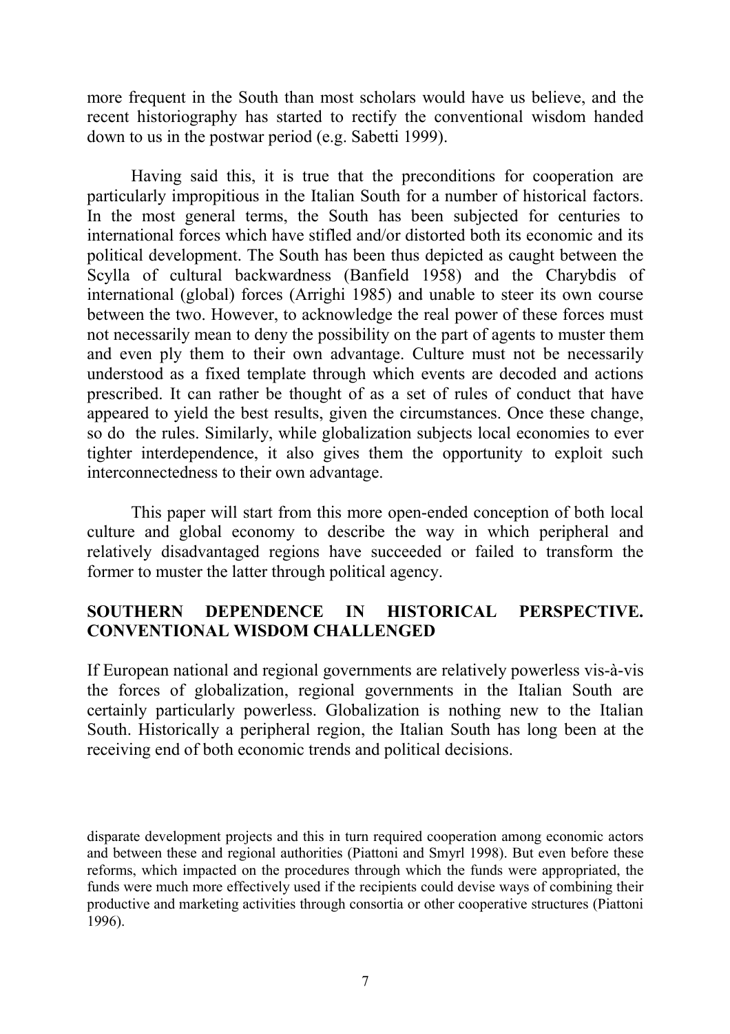more frequent in the South than most scholars would have us believe, and the recent historiography has started to rectify the conventional wisdom handed down to us in the postwar period (e.g. Sabetti 1999).

Having said this, it is true that the preconditions for cooperation are particularly impropitious in the Italian South for a number of historical factors. In the most general terms, the South has been subjected for centuries to international forces which have stifled and/or distorted both its economic and its political development. The South has been thus depicted as caught between the Scylla of cultural backwardness (Banfield 1958) and the Charybdis of international (global) forces (Arrighi 1985) and unable to steer its own course between the two. However, to acknowledge the real power of these forces must not necessarily mean to deny the possibility on the part of agents to muster them and even ply them to their own advantage. Culture must not be necessarily understood as a fixed template through which events are decoded and actions prescribed. It can rather be thought of as a set of rules of conduct that have appeared to yield the best results, given the circumstances. Once these change, so do the rules. Similarly, while globalization subjects local economies to ever tighter interdependence, it also gives them the opportunity to exploit such interconnectedness to their own advantage.

This paper will start from this more open-ended conception of both local culture and global economy to describe the way in which peripheral and relatively disadvantaged regions have succeeded or failed to transform the former to muster the latter through political agency.

## SOUTHERN DEPENDENCE IN HISTORICAL PERSPECTIVE. CONVENTIONAL WISDOM CHALLENGED

If European national and regional governments are relatively powerless vis-à-vis the forces of globalization, regional governments in the Italian South are certainly particularly powerless. Globalization is nothing new to the Italian South. Historically a peripheral region, the Italian South has long been at the receiving end of both economic trends and political decisions.

disparate development projects and this in turn required cooperation among economic actors and between these and regional authorities (Piattoni and Smyrl 1998). But even before these reforms, which impacted on the procedures through which the funds were appropriated, the funds were much more effectively used if the recipients could devise ways of combining their productive and marketing activities through consortia or other cooperative structures (Piattoni 1996).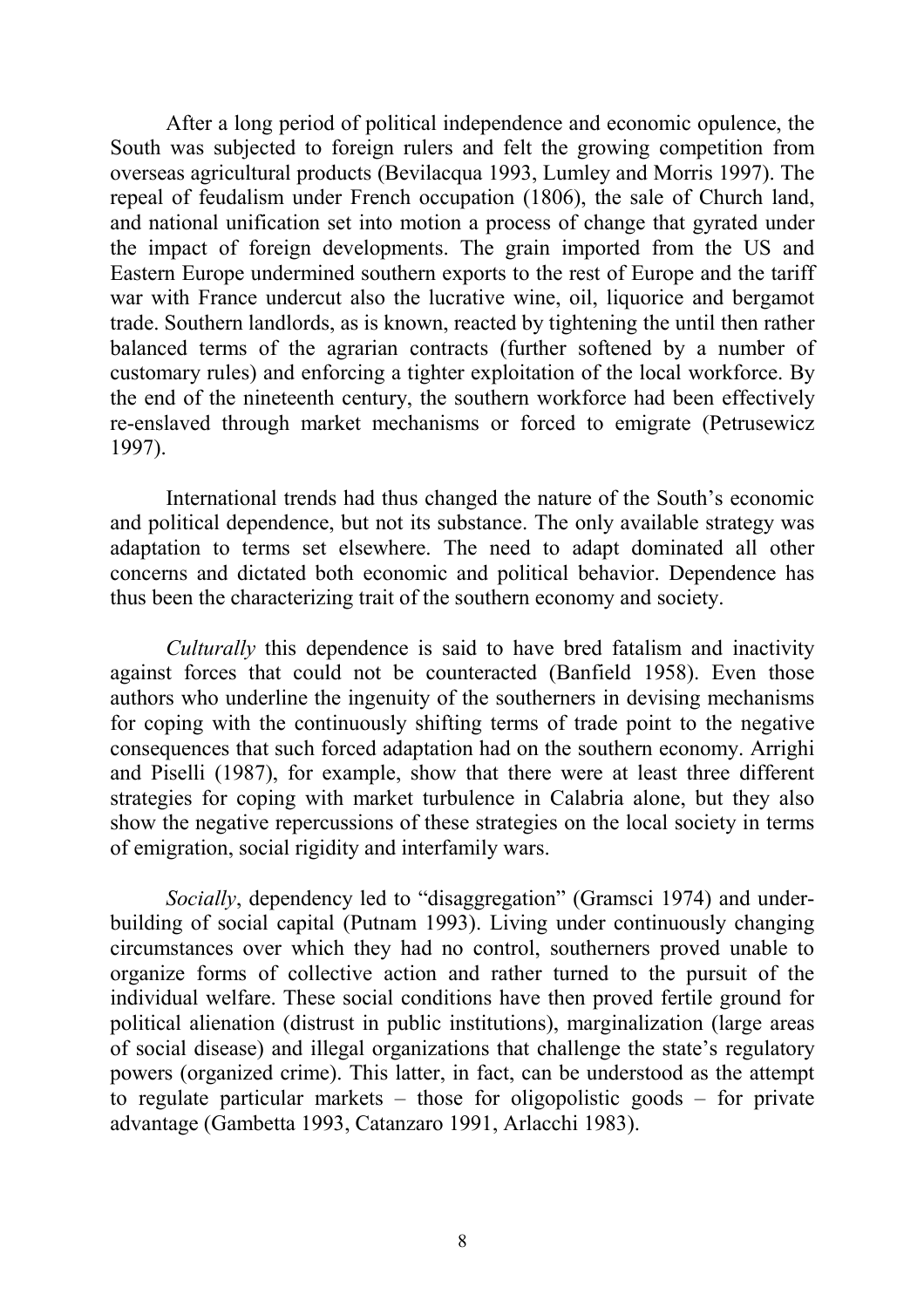After a long period of political independence and economic opulence, the South was subjected to foreign rulers and felt the growing competition from overseas agricultural products (Bevilacqua 1993, Lumley and Morris 1997). The repeal of feudalism under French occupation (1806), the sale of Church land, and national unification set into motion a process of change that gyrated under the impact of foreign developments. The grain imported from the US and Eastern Europe undermined southern exports to the rest of Europe and the tariff war with France undercut also the lucrative wine, oil, liquorice and bergamot trade. Southern landlords, as is known, reacted by tightening the until then rather balanced terms of the agrarian contracts (further softened by a number of customary rules) and enforcing a tighter exploitation of the local workforce. By the end of the nineteenth century, the southern workforce had been effectively re-enslaved through market mechanisms or forced to emigrate (Petrusewicz 1997).

International trends had thus changed the nature of the South's economic and political dependence, but not its substance. The only available strategy was adaptation to terms set elsewhere. The need to adapt dominated all other concerns and dictated both economic and political behavior. Dependence has thus been the characterizing trait of the southern economy and society.

*Culturally* this dependence is said to have bred fatalism and inactivity against forces that could not be counteracted (Banfield 1958). Even those authors who underline the ingenuity of the southerners in devising mechanisms for coping with the continuously shifting terms of trade point to the negative consequences that such forced adaptation had on the southern economy. Arrighi and Piselli (1987), for example, show that there were at least three different strategies for coping with market turbulence in Calabria alone, but they also show the negative repercussions of these strategies on the local society in terms of emigration, social rigidity and interfamily wars.

*Socially*, dependency led to "disaggregation" (Gramsci 1974) and under-building of social capital (Putnam 1993). Living under continuously changing circumstances over which they had no control, southerners proved unable to organize forms of collective action and rather turned to the pursuit of the individual welfare. These social conditions have then proved fertile ground for political alienation (distrust in public institutions), marginalization (large areas of social disease) and illegal organizations that challenge the state's regulatory powers (organized crime). This latter, in fact, can be understood as the attempt to regulate particular markets – those for oligopolistic goods – for private advantage (Gambetta 1993, Catanzaro 1991, Arlacchi 1983).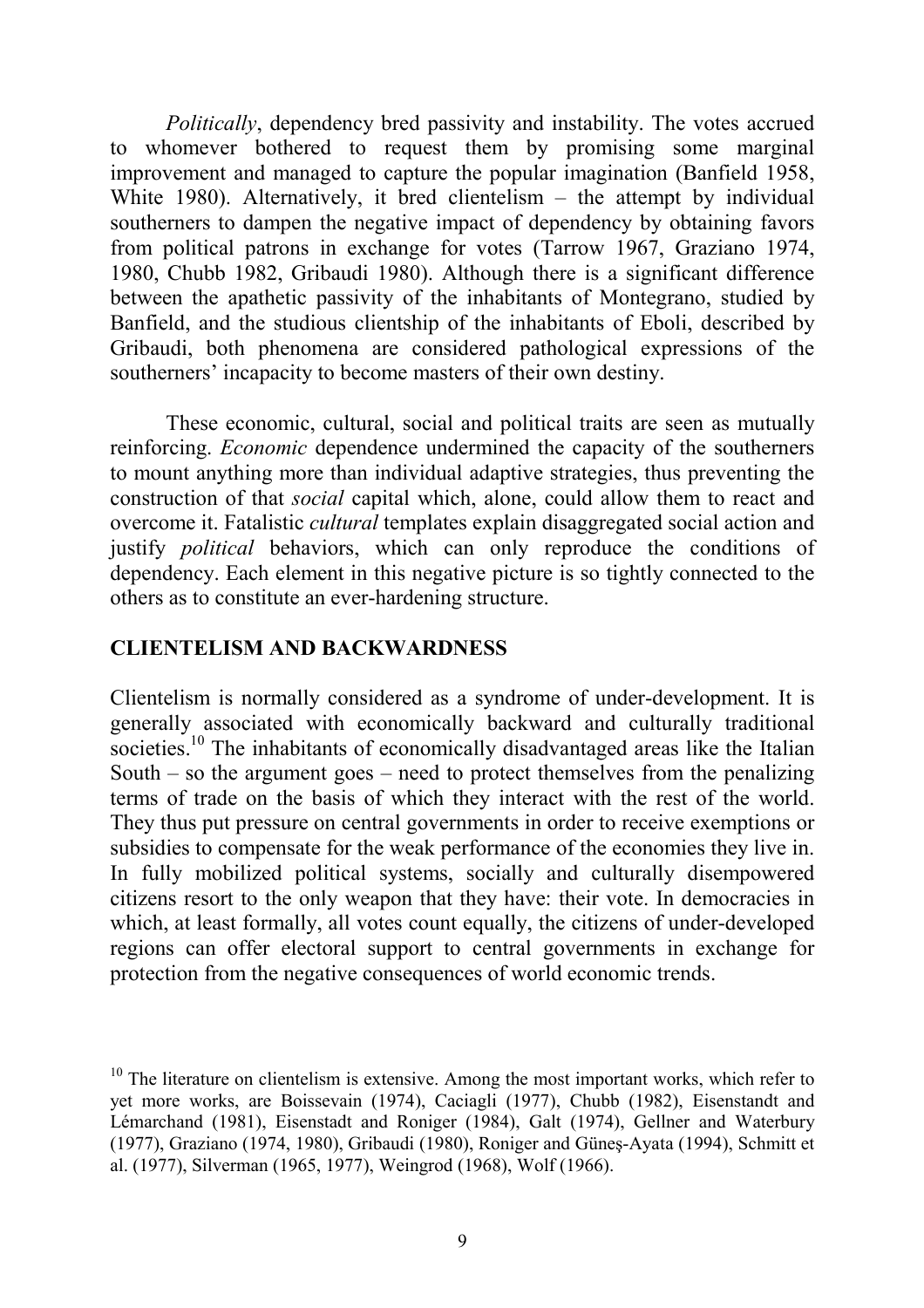*Politically*, dependency bred passivity and instability. The votes accrued to whomever bothered to request them by promising some marginal improvement and managed to capture the popular imagination (Banfield 1958, White 1980). Alternatively, it bred clientelism – the attempt by individual southerners to dampen the negative impact of dependency by obtaining favors from political patrons in exchange for votes (Tarrow 1967, Graziano 1974, 1980, Chubb 1982, Gribaudi 1980). Although there is a significant difference between the apathetic passivity of the inhabitants of Montegrano, studied by Banfield, and the studious clientship of the inhabitants of Eboli, described by Gribaudi, both phenomena are considered pathological expressions of the southerners' incapacity to become masters of their own destiny.

These economic, cultural, social and political traits are seen as mutually reinforcing. *Economic* dependence undermined the capacity of the southerners to mount anything more than individual adaptive strategies, thus preventing the construction of that *social* capital which, alone, could allow them to react and overcome it. Fatalistic *cultural* templates explain disaggregated social action and justify *political* behaviors, which can only reproduce the conditions of dependency. Each element in this negative picture is so tightly connected to the others as to constitute an ever-hardening structure.

## CLIENTELISM AND BACKWARDNESS

Clientelism is normally considered as a syndrome of under-development. It is generally associated with economically backward and culturally traditional societies.[10] The inhabitants of economically disadvantaged areas like the Italian South – so the argument goes – need to protect themselves from the penalizing terms of trade on the basis of which they interact with the rest of the world. They thus put pressure on central governments in order to receive exemptions or subsidies to compensate for the weak performance of the economies they live in. In fully mobilized political systems, socially and culturally disempowered citizens resort to the only weapon that they have: their vote. In democracies in which, at least formally, all votes count equally, the citizens of under-developed regions can offer electoral support to central governments in exchange for protection from the negative consequences of world economic trends.

[10] The literature on clientelism is extensive. Among the most important works, which refer to yet more works, are Boissevain (1974), Caciagli (1977), Chubb (1982), Eisenstandt and Lémarchand (1981), Eisenstadt and Roniger (1984), Galt (1974), Gellner and Waterbury (1977), Graziano (1974, 1980), Gribaudi (1980), Roniger and Güneş-Ayata (1994), Schmitt et al. (1977), Silverman (1965, 1977), Weingrod (1968), Wolf (1966).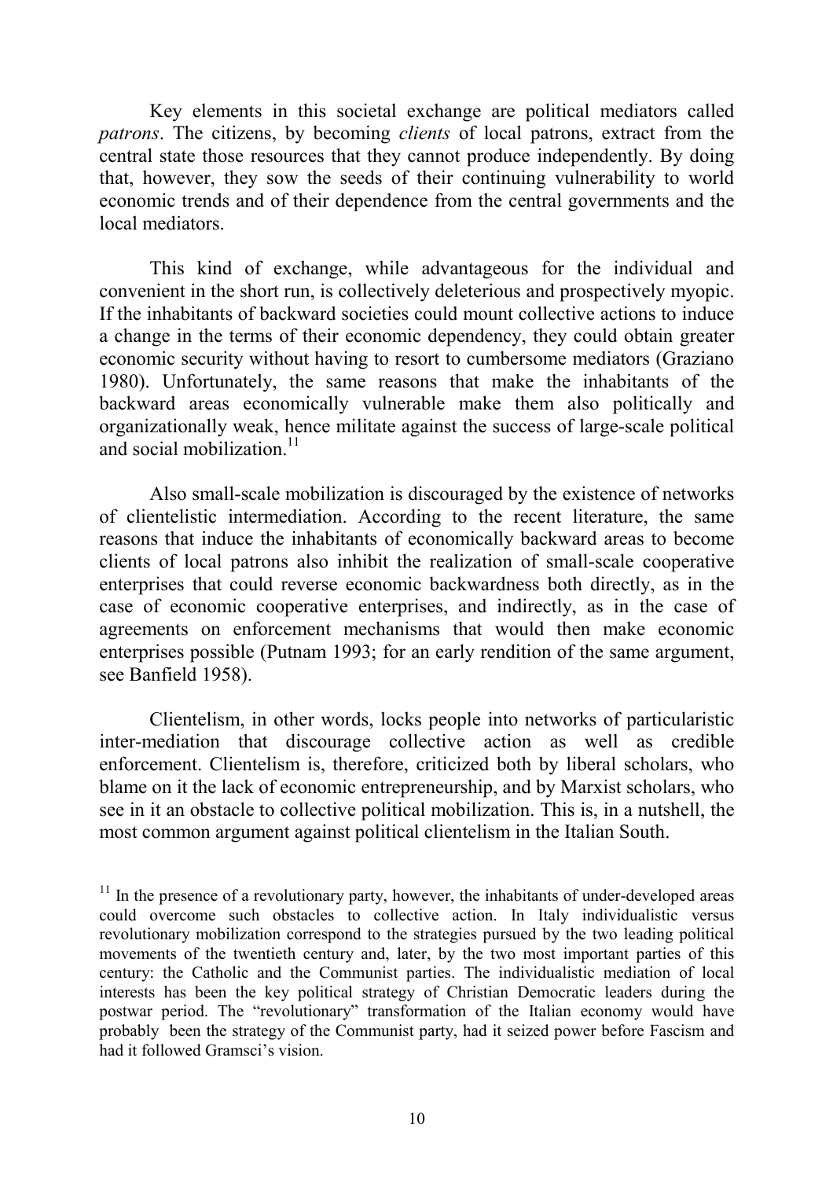Key elements in this societal exchange are political mediators called *patrons*. The citizens, by becoming *clients* of local patrons, extract from the central state those resources that they cannot produce independently. By doing that, however, they sow the seeds of their continuing vulnerability to world economic trends and of their dependence from the central governments and the local mediators.

This kind of exchange, while advantageous for the individual and convenient in the short run, is collectively deleterious and prospectively myopic. If the inhabitants of backward societies could mount collective actions to induce a change in the terms of their economic dependency, they could obtain greater economic security without having to resort to cumbersome mediators (Graziano 1980). Unfortunately, the same reasons that make the inhabitants of the backward areas economically vulnerable make them also politically and organizationally weak, hence militate against the success of large-scale political and social mobilization.[11]

Also small-scale mobilization is discouraged by the existence of networks of clientelistic intermediation. According to the recent literature, the same reasons that induce the inhabitants of economically backward areas to become clients of local patrons also inhibit the realization of small-scale cooperative enterprises that could reverse economic backwardness both directly, as in the case of economic cooperative enterprises, and indirectly, as in the case of agreements on enforcement mechanisms that would then make economic enterprises possible (Putnam 1993; for an early rendition of the same argument, see Banfield 1958).

Clientelism, in other words, locks people into networks of particularistic inter-mediation that discourage collective action as well as credible enforcement. Clientelism is, therefore, criticized both by liberal scholars, who blame on it the lack of economic entrepreneurship, and by Marxist scholars, who see in it an obstacle to collective political mobilization. This is, in a nutshell, the most common argument against political clientelism in the Italian South.

[11] In the presence of a revolutionary party, however, the inhabitants of under-developed areas could overcome such obstacles to collective action. In Italy individualistic versus revolutionary mobilization correspond to the strategies pursued by the two leading political movements of the twentieth century and, later, by the two most important parties of this century: the Catholic and the Communist parties. The individualistic mediation of local interests has been the key political strategy of Christian Democratic leaders during the postwar period. The "revolutionary" transformation of the Italian economy would have probably been the strategy of the Communist party, had it seized power before Fascism and had it followed Gramsci's vision.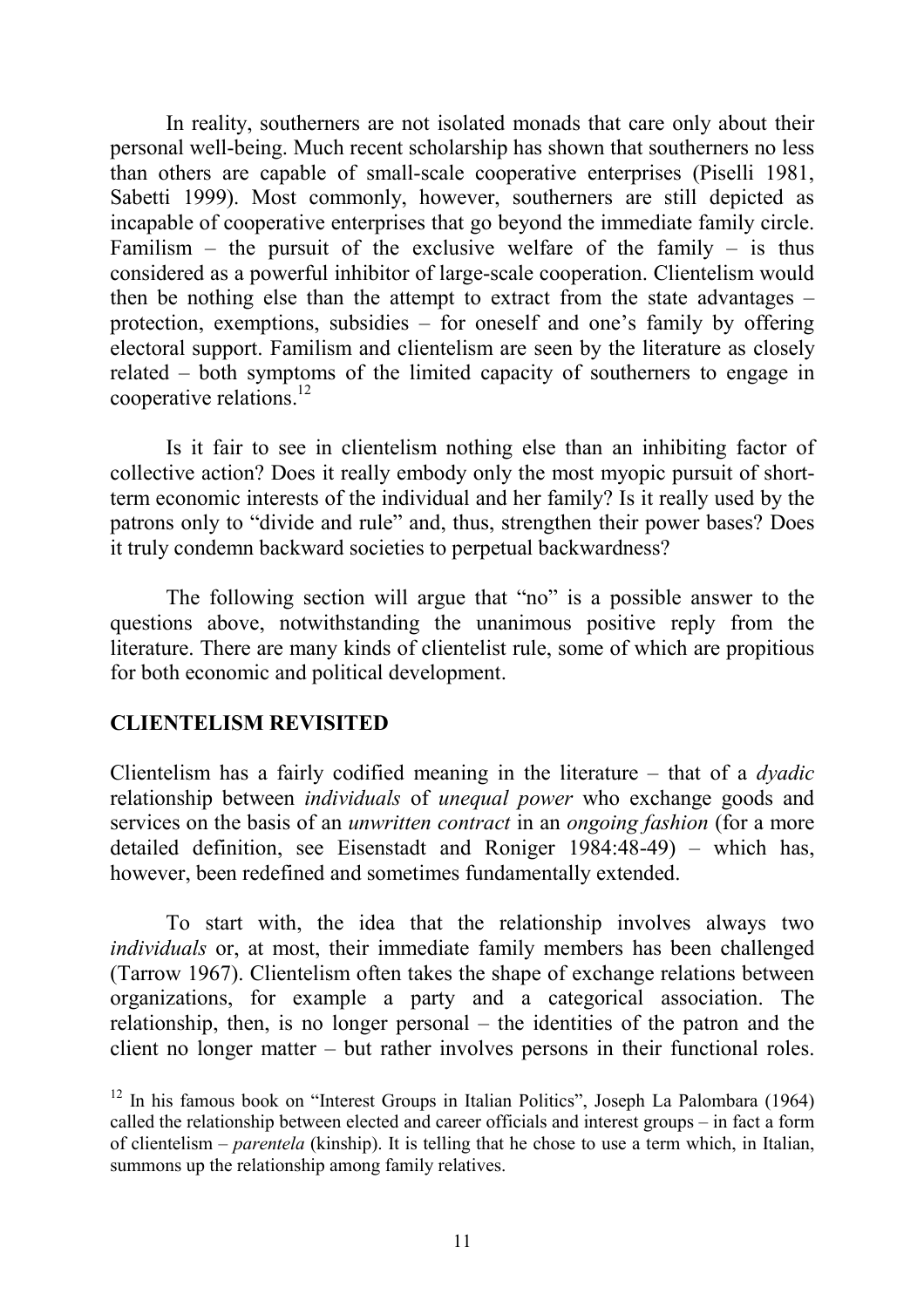In reality, southerners are not isolated monads that care only about their personal well-being. Much recent scholarship has shown that southerners no less than others are capable of small-scale cooperative enterprises (Piselli 1981, Sabetti 1999). Most commonly, however, southerners are still depicted as incapable of cooperative enterprises that go beyond the immediate family circle. Familism – the pursuit of the exclusive welfare of the family – is thus considered as a powerful inhibitor of large-scale cooperation. Clientelism would then be nothing else than the attempt to extract from the state advantages – protection, exemptions, subsidies – for oneself and one's family by offering electoral support. Familism and clientelism are seen by the literature as closely related – both symptoms of the limited capacity of southerners to engage in cooperative relations.[12]

Is it fair to see in clientelism nothing else than an inhibiting factor of collective action? Does it really embody only the most myopic pursuit of short-term economic interests of the individual and her family? Is it really used by the patrons only to "divide and rule" and, thus, strengthen their power bases? Does it truly condemn backward societies to perpetual backwardness?

The following section will argue that "no" is a possible answer to the questions above, notwithstanding the unanimous positive reply from the literature. There are many kinds of clientelist rule, some of which are propitious for both economic and political development.

## CLIENTELISM REVISITED

Clientelism has a fairly codified meaning in the literature – that of a *dyadic* relationship between *individuals* of *unequal power* who exchange goods and services on the basis of an *unwritten contract* in an *ongoing fashion* (for a more detailed definition, see Eisenstadt and Roniger 1984:48-49) – which has, however, been redefined and sometimes fundamentally extended.

To start with, the idea that the relationship involves always two *individuals* or, at most, their immediate family members has been challenged (Tarrow 1967). Clientelism often takes the shape of exchange relations between organizations, for example a party and a categorical association. The relationship, then, is no longer personal – the identities of the patron and the client no longer matter – but rather involves persons in their functional roles.

[12] In his famous book on "Interest Groups in Italian Politics", Joseph La Palombara (1964) called the relationship between elected and career officials and interest groups – in fact a form of clientelism – *parentela* (kinship). It is telling that he chose to use a term which, in Italian, summons up the relationship among family relatives.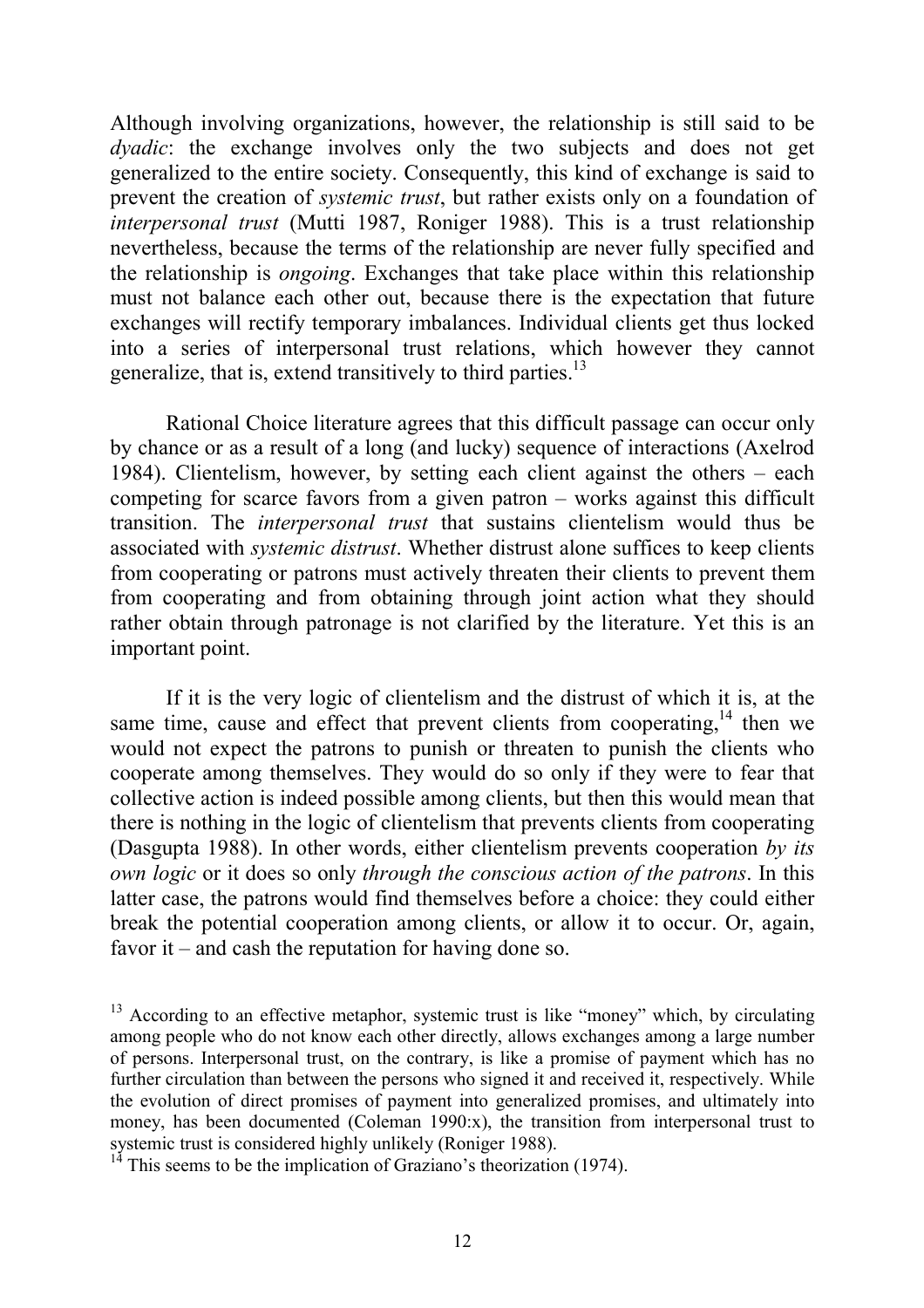Although involving organizations, however, the relationship is still said to be *dyadic*: the exchange involves only the two subjects and does not get generalized to the entire society. Consequently, this kind of exchange is said to prevent the creation of *systemic trust*, but rather exists only on a foundation of *interpersonal trust* (Mutti 1987, Roniger 1988). This is a trust relationship nevertheless, because the terms of the relationship are never fully specified and the relationship is *ongoing*. Exchanges that take place within this relationship must not balance each other out, because there is the expectation that future exchanges will rectify temporary imbalances. Individual clients get thus locked into a series of interpersonal trust relations, which however they cannot generalize, that is, extend transitively to third parties.[13]

Rational Choice literature agrees that this difficult passage can occur only by chance or as a result of a long (and lucky) sequence of interactions (Axelrod 1984). Clientelism, however, by setting each client against the others – each competing for scarce favors from a given patron – works against this difficult transition. The *interpersonal trust* that sustains clientelism would thus be associated with *systemic distrust*. Whether distrust alone suffices to keep clients from cooperating or patrons must actively threaten their clients to prevent them from cooperating and from obtaining through joint action what they should rather obtain through patronage is not clarified by the literature. Yet this is an important point.

If it is the very logic of clientelism and the distrust of which it is, at the same time, cause and effect that prevent clients from cooperating,[14] then we would not expect the patrons to punish or threaten to punish the clients who cooperate among themselves. They would do so only if they were to fear that collective action is indeed possible among clients, but then this would mean that there is nothing in the logic of clientelism that prevents clients from cooperating (Dasgupta 1988). In other words, either clientelism prevents cooperation *by its own logic* or it does so only *through the conscious action of the patrons*. In this latter case, the patrons would find themselves before a choice: they could either break the potential cooperation among clients, or allow it to occur. Or, again, favor it – and cash the reputation for having done so.

---

[13] According to an effective metaphor, systemic trust is like "money" which, by circulating among people who do not know each other directly, allows exchanges among a large number of persons. Interpersonal trust, on the contrary, is like a promise of payment which has no further circulation than between the persons who signed it and received it, respectively. While the evolution of direct promises of payment into generalized promises, and ultimately into money, has been documented (Coleman 1990:x), the transition from interpersonal trust to systemic trust is considered highly unlikely (Roniger 1988).

[14] This seems to be the implication of Graziano's theorization (1974).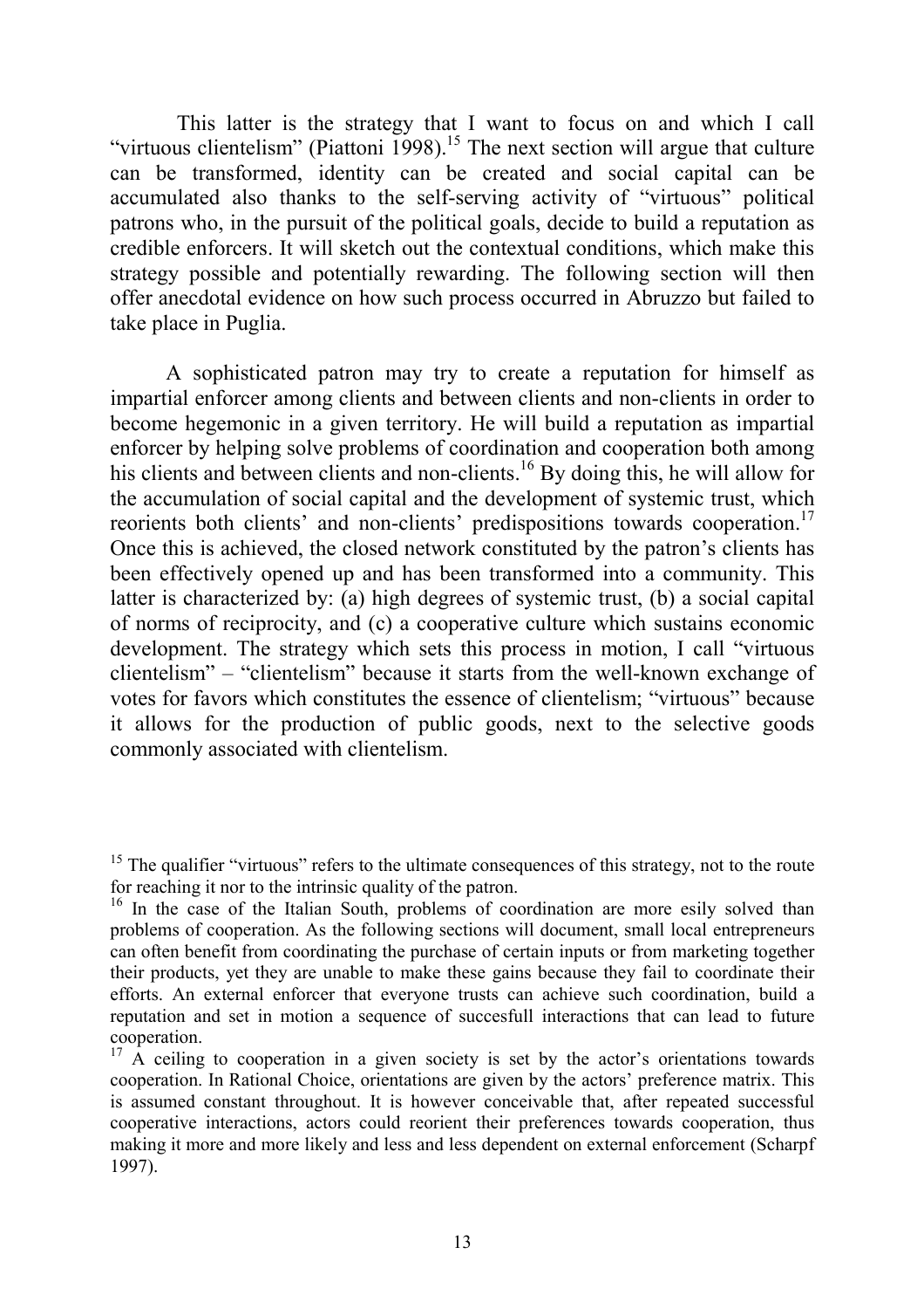This latter is the strategy that I want to focus on and which I call "virtuous clientelism" (Piattoni 1998).[15] The next section will argue that culture can be transformed, identity can be created and social capital can be accumulated also thanks to the self-serving activity of "virtuous" political patrons who, in the pursuit of the political goals, decide to build a reputation as credible enforcers. It will sketch out the contextual conditions, which make this strategy possible and potentially rewarding. The following section will then offer anecdotal evidence on how such process occurred in Abruzzo but failed to take place in Puglia.

A sophisticated patron may try to create a reputation for himself as impartial enforcer among clients and between clients and non-clients in order to become hegemonic in a given territory. He will build a reputation as impartial enforcer by helping solve problems of coordination and cooperation both among his clients and between clients and non-clients.[16] By doing this, he will allow for the accumulation of social capital and the development of systemic trust, which reorients both clients' and non-clients' predispositions towards cooperation.[17] Once this is achieved, the closed network constituted by the patron's clients has been effectively opened up and has been transformed into a community. This latter is characterized by: (a) high degrees of systemic trust, (b) a social capital of norms of reciprocity, and (c) a cooperative culture which sustains economic development. The strategy which sets this process in motion, I call "virtuous clientelism" – "clientelism" because it starts from the well-known exchange of votes for favors which constitutes the essence of clientelism; "virtuous" because it allows for the production of public goods, next to the selective goods commonly associated with clientelism.

---

[15] The qualifier "virtuous" refers to the ultimate consequences of this strategy, not to the route for reaching it nor to the intrinsic quality of the patron.

[16] In the case of the Italian South, problems of coordination are more esily solved than problems of cooperation. As the following sections will document, small local entrepreneurs can often benefit from coordinating the purchase of certain inputs or from marketing together their products, yet they are unable to make these gains because they fail to coordinate their efforts. An external enforcer that everyone trusts can achieve such coordination, build a reputation and set in motion a sequence of succesfull interactions that can lead to future cooperation.

[17] A ceiling to cooperation in a given society is set by the actor's orientations towards cooperation. In Rational Choice, orientations are given by the actors' preference matrix. This is assumed constant throughout. It is however conceivable that, after repeated successful cooperative interactions, actors could reorient their preferences towards cooperation, thus making it more and more likely and less and less dependent on external enforcement (Scharpf 1997).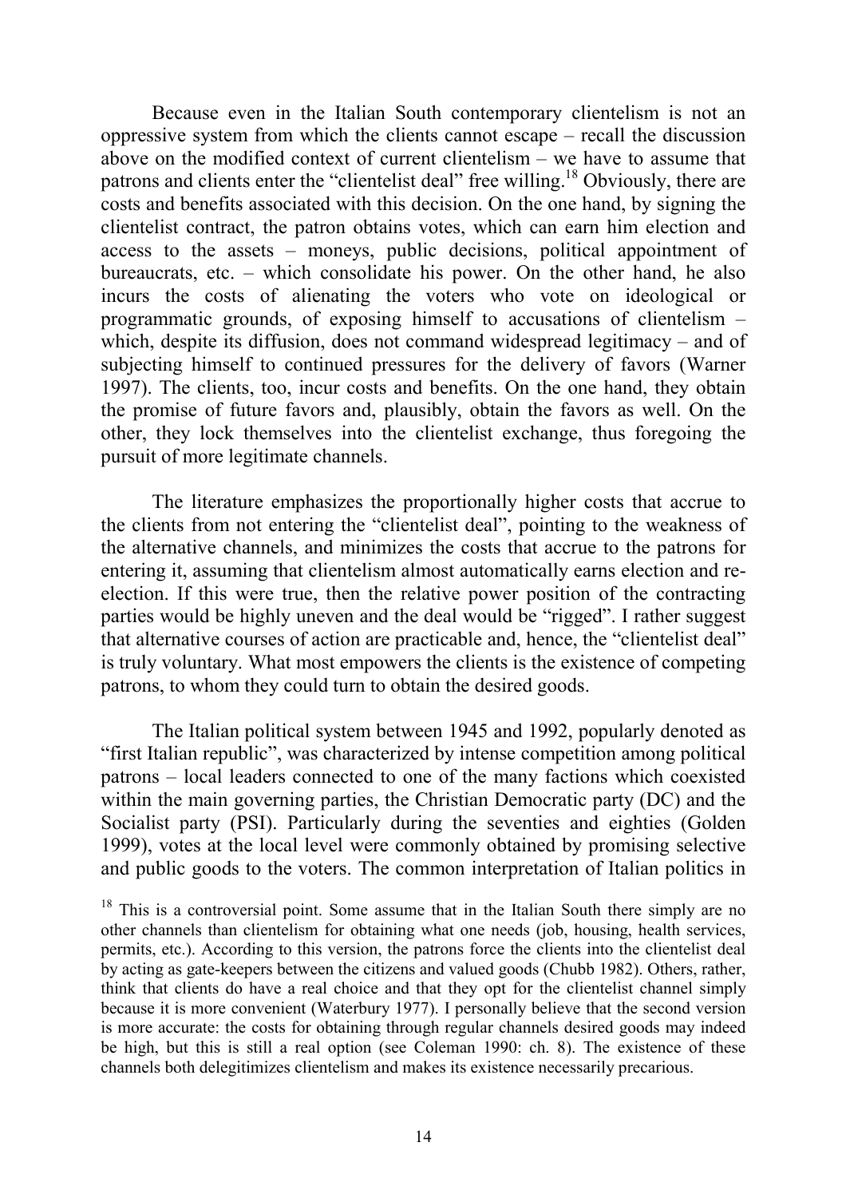Because even in the Italian South contemporary clientelism is not an oppressive system from which the clients cannot escape – recall the discussion above on the modified context of current clientelism – we have to assume that patrons and clients enter the "clientelist deal" free willing.[18] Obviously, there are costs and benefits associated with this decision. On the one hand, by signing the clientelist contract, the patron obtains votes, which can earn him election and access to the assets – moneys, public decisions, political appointment of bureaucrats, etc. – which consolidate his power. On the other hand, he also incurs the costs of alienating the voters who vote on ideological or programmatic grounds, of exposing himself to accusations of clientelism – which, despite its diffusion, does not command widespread legitimacy – and of subjecting himself to continued pressures for the delivery of favors (Warner 1997). The clients, too, incur costs and benefits. On the one hand, they obtain the promise of future favors and, plausibly, obtain the favors as well. On the other, they lock themselves into the clientelist exchange, thus foregoing the pursuit of more legitimate channels.

The literature emphasizes the proportionally higher costs that accrue to the clients from not entering the "clientelist deal", pointing to the weakness of the alternative channels, and minimizes the costs that accrue to the patrons for entering it, assuming that clientelism almost automatically earns election and re-election. If this were true, then the relative power position of the contracting parties would be highly uneven and the deal would be "rigged". I rather suggest that alternative courses of action are practicable and, hence, the "clientelist deal" is truly voluntary. What most empowers the clients is the existence of competing patrons, to whom they could turn to obtain the desired goods.

The Italian political system between 1945 and 1992, popularly denoted as "first Italian republic", was characterized by intense competition among political patrons – local leaders connected to one of the many factions which coexisted within the main governing parties, the Christian Democratic party (DC) and the Socialist party (PSI). Particularly during the seventies and eighties (Golden 1999), votes at the local level were commonly obtained by promising selective and public goods to the voters. The common interpretation of Italian politics in

[18] This is a controversial point. Some assume that in the Italian South there simply are no other channels than clientelism for obtaining what one needs (job, housing, health services, permits, etc.). According to this version, the patrons force the clients into the clientelist deal by acting as gate-keepers between the citizens and valued goods (Chubb 1982). Others, rather, think that clients do have a real choice and that they opt for the clientelist channel simply because it is more convenient (Waterbury 1977). I personally believe that the second version is more accurate: the costs for obtaining through regular channels desired goods may indeed be high, but this is still a real option (see Coleman 1990: ch. 8). The existence of these channels both delegitimizes clientelism and makes its existence necessarily precarious.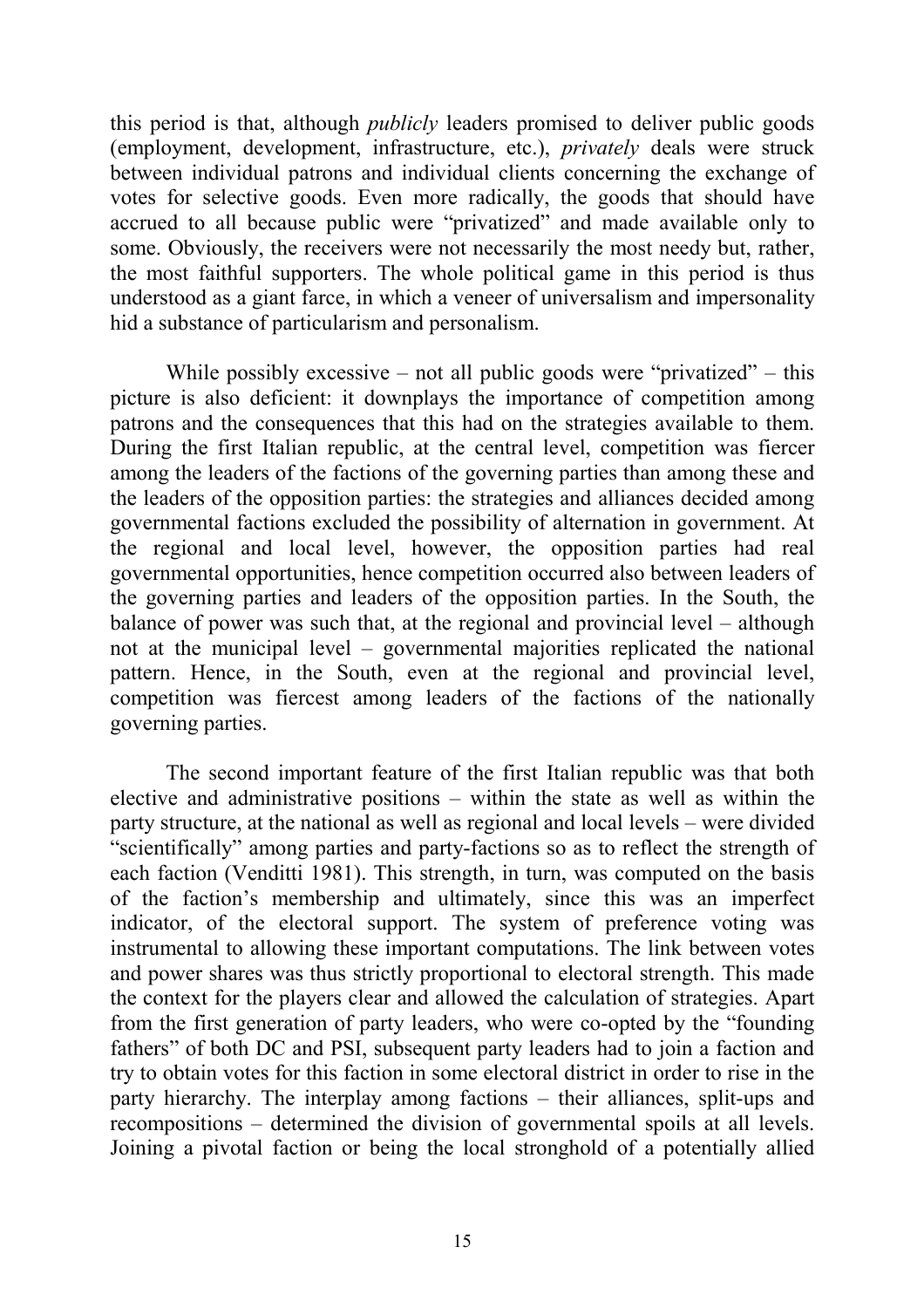this period is that, although *publicly* leaders promised to deliver public goods (employment, development, infrastructure, etc.), *privately* deals were struck between individual patrons and individual clients concerning the exchange of votes for selective goods. Even more radically, the goods that should have accrued to all because public were "privatized" and made available only to some. Obviously, the receivers were not necessarily the most needy but, rather, the most faithful supporters. The whole political game in this period is thus understood as a giant farce, in which a veneer of universalism and impersonality hid a substance of particularism and personalism.

While possibly excessive – not all public goods were "privatized" – this picture is also deficient: it downplays the importance of competition among patrons and the consequences that this had on the strategies available to them. During the first Italian republic, at the central level, competition was fiercer among the leaders of the factions of the governing parties than among these and the leaders of the opposition parties: the strategies and alliances decided among governmental factions excluded the possibility of alternation in government. At the regional and local level, however, the opposition parties had real governmental opportunities, hence competition occurred also between leaders of the governing parties and leaders of the opposition parties. In the South, the balance of power was such that, at the regional and provincial level – although not at the municipal level – governmental majorities replicated the national pattern. Hence, in the South, even at the regional and provincial level, competition was fiercest among leaders of the factions of the nationally governing parties.

The second important feature of the first Italian republic was that both elective and administrative positions – within the state as well as within the party structure, at the national as well as regional and local levels – were divided "scientifically" among parties and party-factions so as to reflect the strength of each faction (Venditti 1981). This strength, in turn, was computed on the basis of the faction's membership and ultimately, since this was an imperfect indicator, of the electoral support. The system of preference voting was instrumental to allowing these important computations. The link between votes and power shares was thus strictly proportional to electoral strength. This made the context for the players clear and allowed the calculation of strategies. Apart from the first generation of party leaders, who were co-opted by the "founding fathers" of both DC and PSI, subsequent party leaders had to join a faction and try to obtain votes for this faction in some electoral district in order to rise in the party hierarchy. The interplay among factions – their alliances, split-ups and recompositions – determined the division of governmental spoils at all levels. Joining a pivotal faction or being the local stronghold of a potentially allied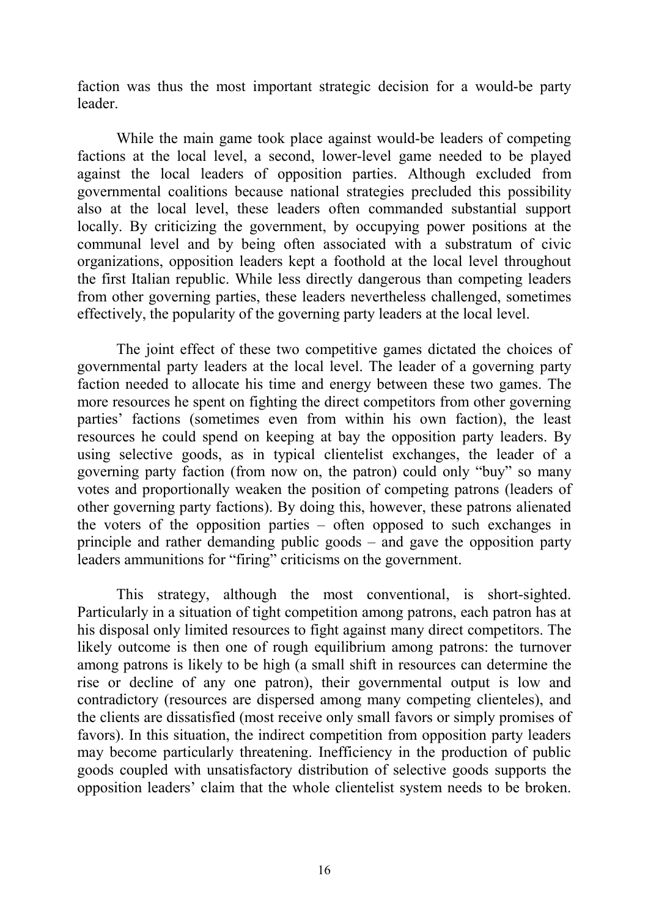faction was thus the most important strategic decision for a would-be party leader.

While the main game took place against would-be leaders of competing factions at the local level, a second, lower-level game needed to be played against the local leaders of opposition parties. Although excluded from governmental coalitions because national strategies precluded this possibility also at the local level, these leaders often commanded substantial support locally. By criticizing the government, by occupying power positions at the communal level and by being often associated with a substratum of civic organizations, opposition leaders kept a foothold at the local level throughout the first Italian republic. While less directly dangerous than competing leaders from other governing parties, these leaders nevertheless challenged, sometimes effectively, the popularity of the governing party leaders at the local level.

The joint effect of these two competitive games dictated the choices of governmental party leaders at the local level. The leader of a governing party faction needed to allocate his time and energy between these two games. The more resources he spent on fighting the direct competitors from other governing parties' factions (sometimes even from within his own faction), the least resources he could spend on keeping at bay the opposition party leaders. By using selective goods, as in typical clientelist exchanges, the leader of a governing party faction (from now on, the patron) could only "buy" so many votes and proportionally weaken the position of competing patrons (leaders of other governing party factions). By doing this, however, these patrons alienated the voters of the opposition parties – often opposed to such exchanges in principle and rather demanding public goods – and gave the opposition party leaders ammunitions for "firing" criticisms on the government.

This strategy, although the most conventional, is short-sighted. Particularly in a situation of tight competition among patrons, each patron has at his disposal only limited resources to fight against many direct competitors. The likely outcome is then one of rough equilibrium among patrons: the turnover among patrons is likely to be high (a small shift in resources can determine the rise or decline of any one patron), their governmental output is low and contradictory (resources are dispersed among many competing clienteles), and the clients are dissatisfied (most receive only small favors or simply promises of favors). In this situation, the indirect competition from opposition party leaders may become particularly threatening. Inefficiency in the production of public goods coupled with unsatisfactory distribution of selective goods supports the opposition leaders' claim that the whole clientelist system needs to be broken.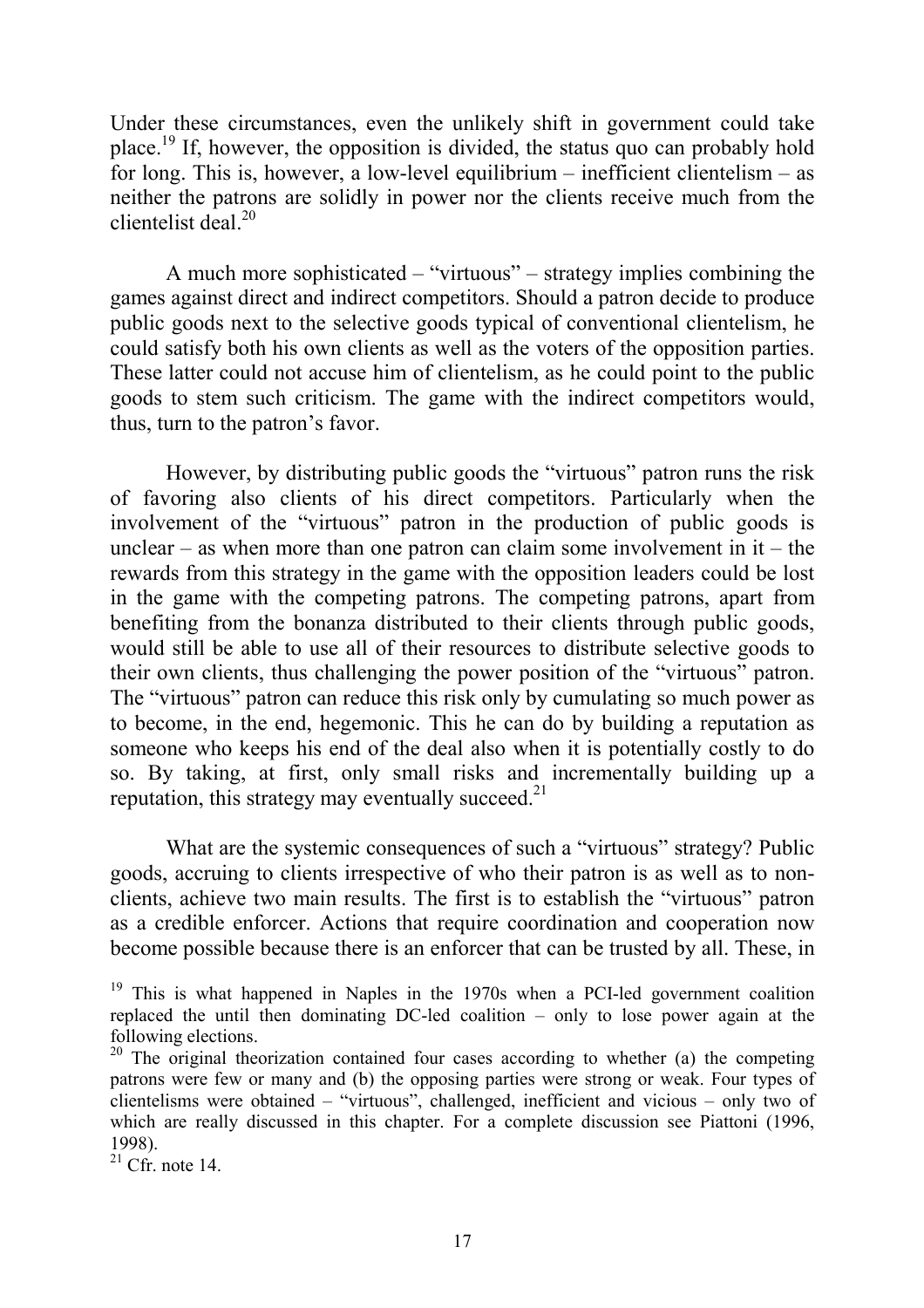Under these circumstances, even the unlikely shift in government could take place.[19] If, however, the opposition is divided, the status quo can probably hold for long. This is, however, a low-level equilibrium – inefficient clientelism – as neither the patrons are solidly in power nor the clients receive much from the clientelist deal.[20]

A much more sophisticated – "virtuous" – strategy implies combining the games against direct and indirect competitors. Should a patron decide to produce public goods next to the selective goods typical of conventional clientelism, he could satisfy both his own clients as well as the voters of the opposition parties. These latter could not accuse him of clientelism, as he could point to the public goods to stem such criticism. The game with the indirect competitors would, thus, turn to the patron's favor.

However, by distributing public goods the "virtuous" patron runs the risk of favoring also clients of his direct competitors. Particularly when the involvement of the "virtuous" patron in the production of public goods is unclear – as when more than one patron can claim some involvement in it – the rewards from this strategy in the game with the opposition leaders could be lost in the game with the competing patrons. The competing patrons, apart from benefiting from the bonanza distributed to their clients through public goods, would still be able to use all of their resources to distribute selective goods to their own clients, thus challenging the power position of the "virtuous" patron. The "virtuous" patron can reduce this risk only by cumulating so much power as to become, in the end, hegemonic. This he can do by building a reputation as someone who keeps his end of the deal also when it is potentially costly to do so. By taking, at first, only small risks and incrementally building up a reputation, this strategy may eventually succeed.[21]

What are the systemic consequences of such a "virtuous" strategy? Public goods, accruing to clients irrespective of who their patron is as well as to non-clients, achieve two main results. The first is to establish the "virtuous" patron as a credible enforcer. Actions that require coordination and cooperation now become possible because there is an enforcer that can be trusted by all. These, in

---

[19] This is what happened in Naples in the 1970s when a PCI-led government coalition replaced the until then dominating DC-led coalition – only to lose power again at the following elections.

[20] The original theorization contained four cases according to whether (a) the competing patrons were few or many and (b) the opposing parties were strong or weak. Four types of clientelisms were obtained – "virtuous", challenged, inefficient and vicious – only two of which are really discussed in this chapter. For a complete discussion see Piattoni (1996, 1998).

[21] Cfr. note 14.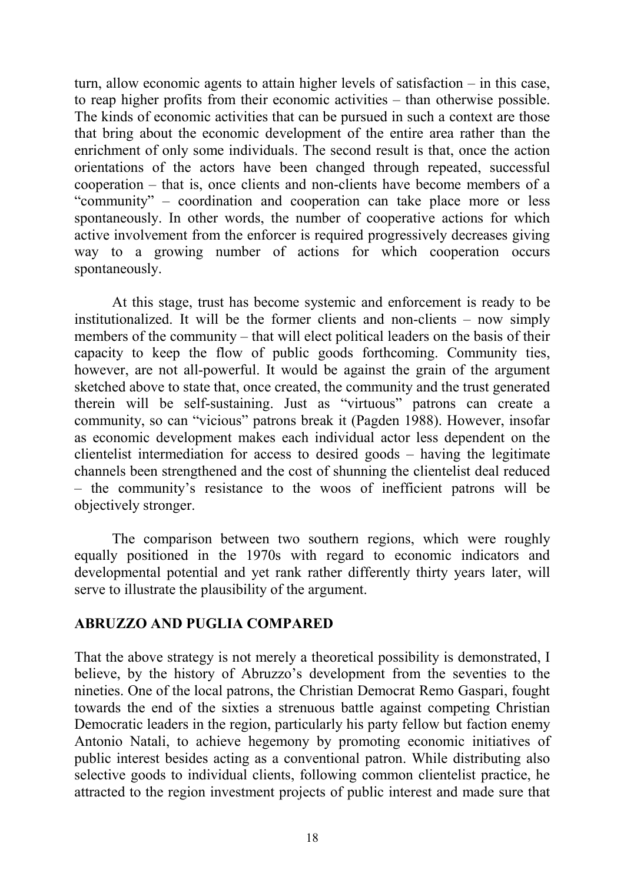turn, allow economic agents to attain higher levels of satisfaction – in this case, to reap higher profits from their economic activities – than otherwise possible. The kinds of economic activities that can be pursued in such a context are those that bring about the economic development of the entire area rather than the enrichment of only some individuals. The second result is that, once the action orientations of the actors have been changed through repeated, successful cooperation – that is, once clients and non-clients have become members of a "community" – coordination and cooperation can take place more or less spontaneously. In other words, the number of cooperative actions for which active involvement from the enforcer is required progressively decreases giving way to a growing number of actions for which cooperation occurs spontaneously.

At this stage, trust has become systemic and enforcement is ready to be institutionalized. It will be the former clients and non-clients – now simply members of the community – that will elect political leaders on the basis of their capacity to keep the flow of public goods forthcoming. Community ties, however, are not all-powerful. It would be against the grain of the argument sketched above to state that, once created, the community and the trust generated therein will be self-sustaining. Just as "virtuous" patrons can create a community, so can "vicious" patrons break it (Pagden 1988). However, insofar as economic development makes each individual actor less dependent on the clientelist intermediation for access to desired goods – having the legitimate channels been strengthened and the cost of shunning the clientelist deal reduced – the community's resistance to the woos of inefficient patrons will be objectively stronger.

The comparison between two southern regions, which were roughly equally positioned in the 1970s with regard to economic indicators and developmental potential and yet rank rather differently thirty years later, will serve to illustrate the plausibility of the argument.

## ABRUZZO AND PUGLIA COMPARED

That the above strategy is not merely a theoretical possibility is demonstrated, I believe, by the history of Abruzzo's development from the seventies to the nineties. One of the local patrons, the Christian Democrat Remo Gaspari, fought towards the end of the sixties a strenuous battle against competing Christian Democratic leaders in the region, particularly his party fellow but faction enemy Antonio Natali, to achieve hegemony by promoting economic initiatives of public interest besides acting as a conventional patron. While distributing also selective goods to individual clients, following common clientelist practice, he attracted to the region investment projects of public interest and made sure that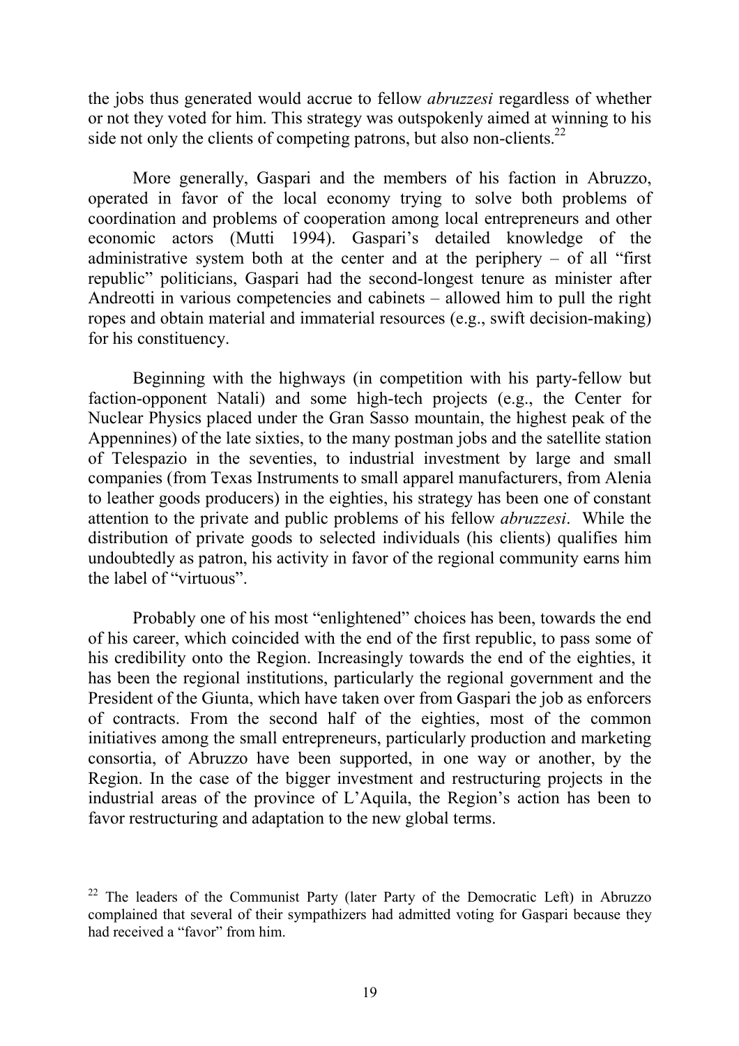the jobs thus generated would accrue to fellow *abruzzesi* regardless of whether or not they voted for him. This strategy was outspokenly aimed at winning to his side not only the clients of competing patrons, but also non-clients.[22]

More generally, Gaspari and the members of his faction in Abruzzo, operated in favor of the local economy trying to solve both problems of coordination and problems of cooperation among local entrepreneurs and other economic actors (Mutti 1994). Gaspari's detailed knowledge of the administrative system both at the center and at the periphery – of all "first republic" politicians, Gaspari had the second-longest tenure as minister after Andreotti in various competencies and cabinets – allowed him to pull the right ropes and obtain material and immaterial resources (e.g., swift decision-making) for his constituency.

Beginning with the highways (in competition with his party-fellow but faction-opponent Natali) and some high-tech projects (e.g., the Center for Nuclear Physics placed under the Gran Sasso mountain, the highest peak of the Appennines) of the late sixties, to the many postman jobs and the satellite station of Telespazio in the seventies, to industrial investment by large and small companies (from Texas Instruments to small apparel manufacturers, from Alenia to leather goods producers) in the eighties, his strategy has been one of constant attention to the private and public problems of his fellow *abruzzesi*. While the distribution of private goods to selected individuals (his clients) qualifies him undoubtedly as patron, his activity in favor of the regional community earns him the label of "virtuous".

Probably one of his most "enlightened" choices has been, towards the end of his career, which coincided with the end of the first republic, to pass some of his credibility onto the Region. Increasingly towards the end of the eighties, it has been the regional institutions, particularly the regional government and the President of the Giunta, which have taken over from Gaspari the job as enforcers of contracts. From the second half of the eighties, most of the common initiatives among the small entrepreneurs, particularly production and marketing consortia, of Abruzzo have been supported, in one way or another, by the Region. In the case of the bigger investment and restructuring projects in the industrial areas of the province of L'Aquila, the Region's action has been to favor restructuring and adaptation to the new global terms.

[22] The leaders of the Communist Party (later Party of the Democratic Left) in Abruzzo complained that several of their sympathizers had admitted voting for Gaspari because they had received a "favor" from him.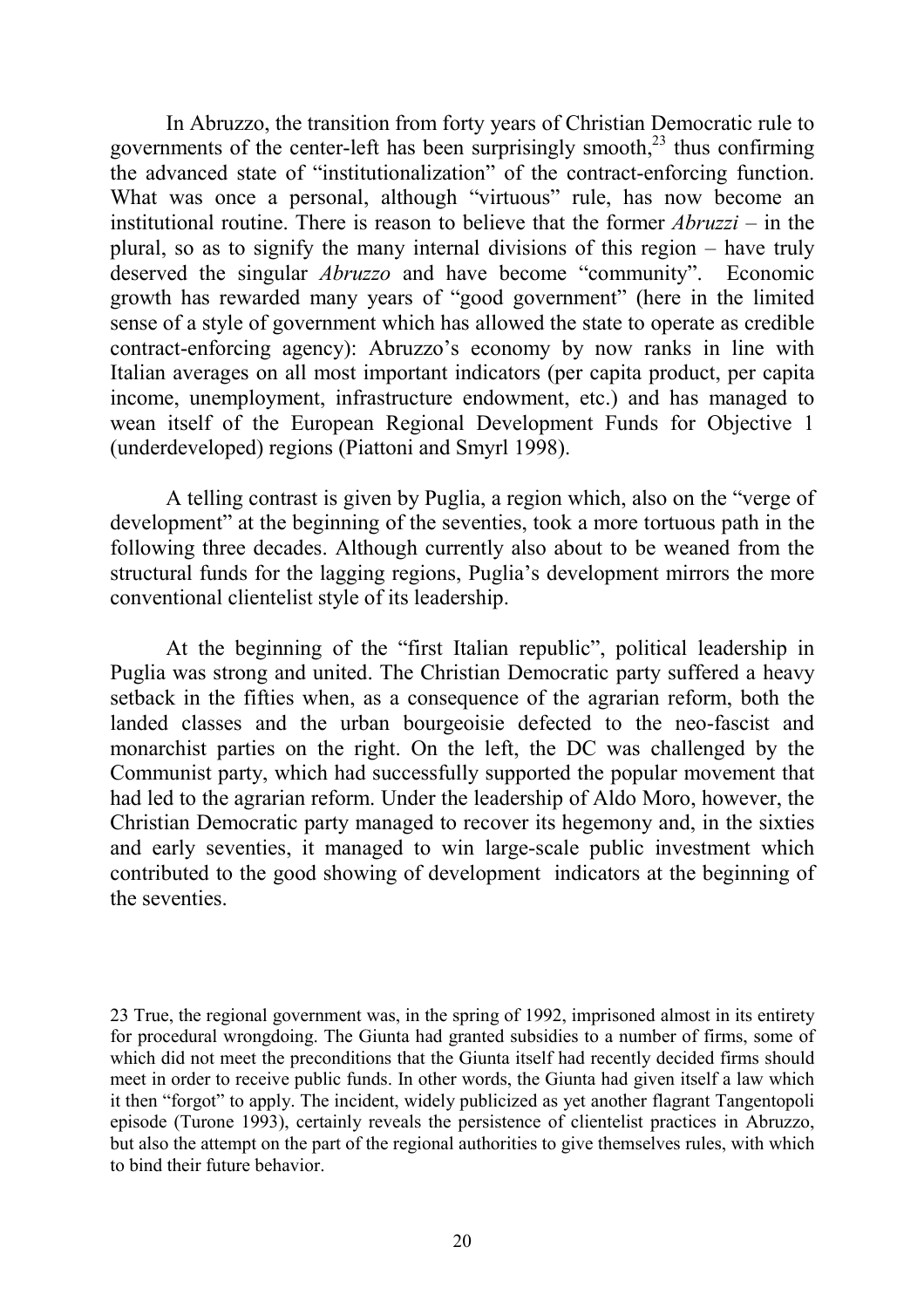In Abruzzo, the transition from forty years of Christian Democratic rule to governments of the center-left has been surprisingly smooth,[23] thus confirming the advanced state of "institutionalization" of the contract-enforcing function. What was once a personal, although "virtuous" rule, has now become an institutional routine. There is reason to believe that the former *Abruzzi* – in the plural, so as to signify the many internal divisions of this region – have truly deserved the singular *Abruzzo* and have become "community". Economic growth has rewarded many years of "good government" (here in the limited sense of a style of government which has allowed the state to operate as credible contract-enforcing agency): Abruzzo's economy by now ranks in line with Italian averages on all most important indicators (per capita product, per capita income, unemployment, infrastructure endowment, etc.) and has managed to wean itself of the European Regional Development Funds for Objective 1 (underdeveloped) regions (Piattoni and Smyrl 1998).

A telling contrast is given by Puglia, a region which, also on the "verge of development" at the beginning of the seventies, took a more tortuous path in the following three decades. Although currently also about to be weaned from the structural funds for the lagging regions, Puglia's development mirrors the more conventional clientelist style of its leadership.

At the beginning of the "first Italian republic", political leadership in Puglia was strong and united. The Christian Democratic party suffered a heavy setback in the fifties when, as a consequence of the agrarian reform, both the landed classes and the urban bourgeoisie defected to the neo-fascist and monarchist parties on the right. On the left, the DC was challenged by the Communist party, which had successfully supported the popular movement that had led to the agrarian reform. Under the leadership of Aldo Moro, however, the Christian Democratic party managed to recover its hegemony and, in the sixties and early seventies, it managed to win large-scale public investment which contributed to the good showing of development indicators at the beginning of the seventies.

23 True, the regional government was, in the spring of 1992, imprisoned almost in its entirety for procedural wrongdoing. The Giunta had granted subsidies to a number of firms, some of which did not meet the preconditions that the Giunta itself had recently decided firms should meet in order to receive public funds. In other words, the Giunta had given itself a law which it then "forgot" to apply. The incident, widely publicized as yet another flagrant Tangentopoli episode (Turone 1993), certainly reveals the persistence of clientelist practices in Abruzzo, but also the attempt on the part of the regional authorities to give themselves rules, with which to bind their future behavior.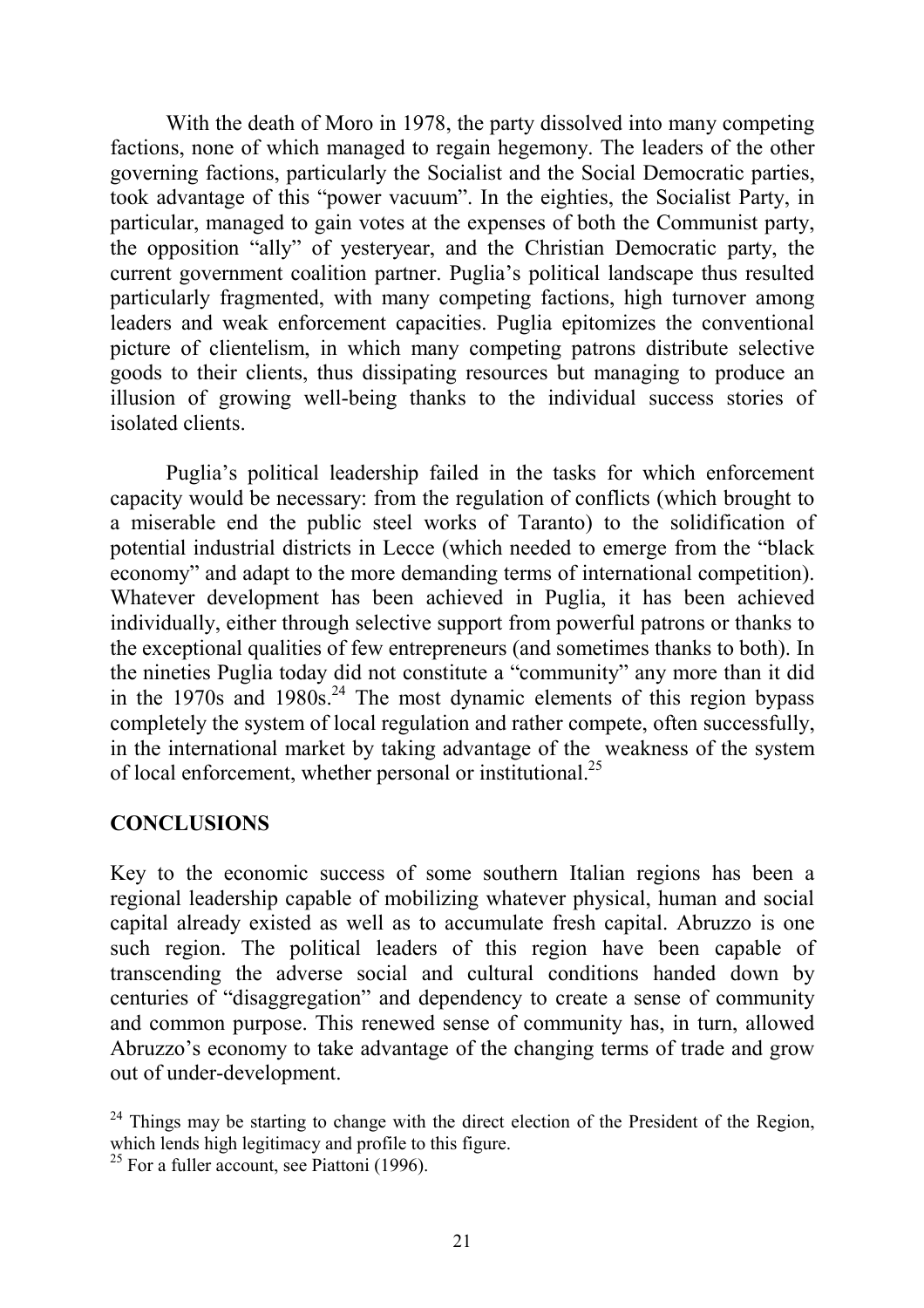With the death of Moro in 1978, the party dissolved into many competing factions, none of which managed to regain hegemony. The leaders of the other governing factions, particularly the Socialist and the Social Democratic parties, took advantage of this "power vacuum". In the eighties, the Socialist Party, in particular, managed to gain votes at the expenses of both the Communist party, the opposition "ally" of yesteryear, and the Christian Democratic party, the current government coalition partner. Puglia's political landscape thus resulted particularly fragmented, with many competing factions, high turnover among leaders and weak enforcement capacities. Puglia epitomizes the conventional picture of clientelism, in which many competing patrons distribute selective goods to their clients, thus dissipating resources but managing to produce an illusion of growing well-being thanks to the individual success stories of isolated clients.

Puglia's political leadership failed in the tasks for which enforcement capacity would be necessary: from the regulation of conflicts (which brought to a miserable end the public steel works of Taranto) to the solidification of potential industrial districts in Lecce (which needed to emerge from the "black economy" and adapt to the more demanding terms of international competition). Whatever development has been achieved in Puglia, it has been achieved individually, either through selective support from powerful patrons or thanks to the exceptional qualities of few entrepreneurs (and sometimes thanks to both). In the nineties Puglia today did not constitute a "community" any more than it did in the 1970s and 1980s.[24] The most dynamic elements of this region bypass completely the system of local regulation and rather compete, often successfully, in the international market by taking advantage of the weakness of the system of local enforcement, whether personal or institutional.[25]

## CONCLUSIONS

Key to the economic success of some southern Italian regions has been a regional leadership capable of mobilizing whatever physical, human and social capital already existed as well as to accumulate fresh capital. Abruzzo is one such region. The political leaders of this region have been capable of transcending the adverse social and cultural conditions handed down by centuries of "disaggregation" and dependency to create a sense of community and common purpose. This renewed sense of community has, in turn, allowed Abruzzo's economy to take advantage of the changing terms of trade and grow out of under-development.

[24] Things may be starting to change with the direct election of the President of the Region, which lends high legitimacy and profile to this figure.

[25] For a fuller account, see Piattoni (1996).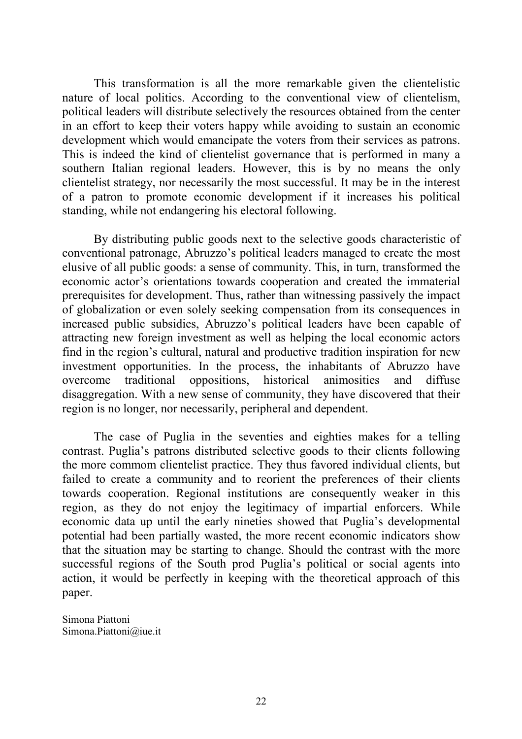This transformation is all the more remarkable given the clientelistic nature of local politics. According to the conventional view of clientelism, political leaders will distribute selectively the resources obtained from the center in an effort to keep their voters happy while avoiding to sustain an economic development which would emancipate the voters from their services as patrons. This is indeed the kind of clientelist governance that is performed in many a southern Italian regional leaders. However, this is by no means the only clientelist strategy, nor necessarily the most successful. It may be in the interest of a patron to promote economic development if it increases his political standing, while not endangering his electoral following.

By distributing public goods next to the selective goods characteristic of conventional patronage, Abruzzo's political leaders managed to create the most elusive of all public goods: a sense of community. This, in turn, transformed the economic actor's orientations towards cooperation and created the immaterial prerequisites for development. Thus, rather than witnessing passively the impact of globalization or even solely seeking compensation from its consequences in increased public subsidies, Abruzzo's political leaders have been capable of attracting new foreign investment as well as helping the local economic actors find in the region's cultural, natural and productive tradition inspiration for new investment opportunities. In the process, the inhabitants of Abruzzo have overcome traditional oppositions, historical animosities and diffuse disaggregation. With a new sense of community, they have discovered that their region is no longer, nor necessarily, peripheral and dependent.

The case of Puglia in the seventies and eighties makes for a telling contrast. Puglia's patrons distributed selective goods to their clients following the more commom clientelist practice. They thus favored individual clients, but failed to create a community and to reorient the preferences of their clients towards cooperation. Regional institutions are consequently weaker in this region, as they do not enjoy the legitimacy of impartial enforcers. While economic data up until the early nineties showed that Puglia's developmental potential had been partially wasted, the more recent economic indicators show that the situation may be starting to change. Should the contrast with the more successful regions of the South prod Puglia's political or social agents into action, it would be perfectly in keeping with the theoretical approach of this paper.

Simona Piattoni
Simona.Piattoni@iue.it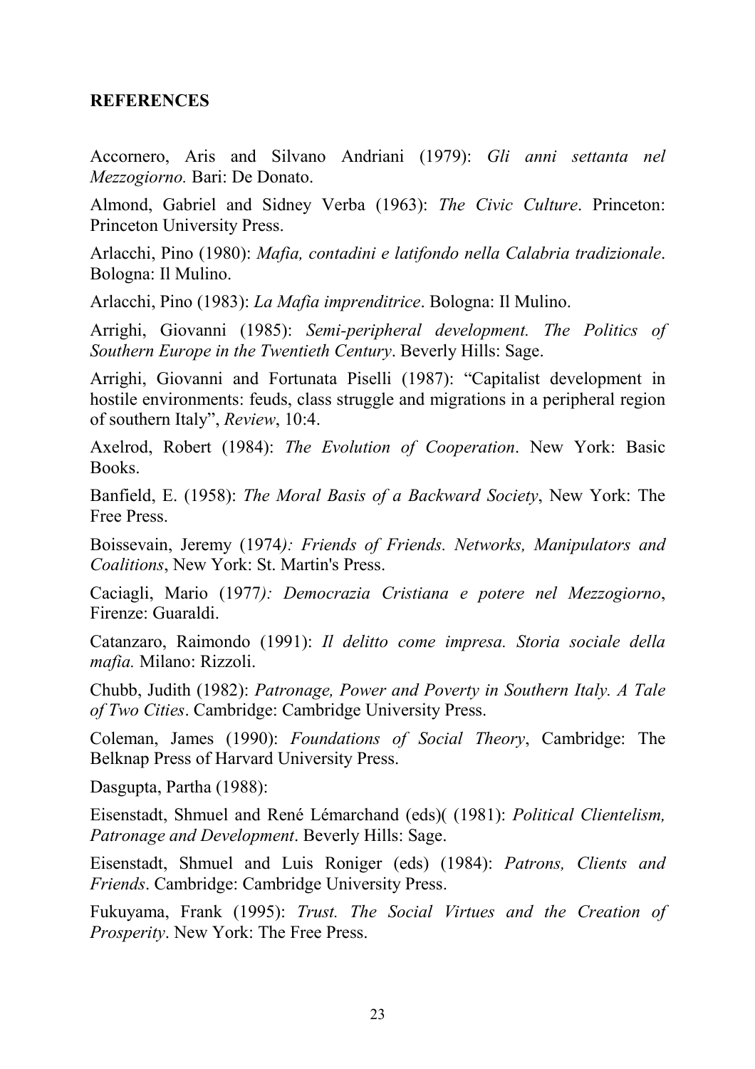## REFERENCES

Accornero, Aris and Silvano Andriani (1979): *Gli anni settanta nel Mezzogiorno.* Bari: De Donato.

Almond, Gabriel and Sidney Verba (1963): *The Civic Culture*. Princeton: Princeton University Press.

Arlacchi, Pino (1980): *Mafia, contadini e latifondo nella Calabria tradizionale*. Bologna: Il Mulino.

Arlacchi, Pino (1983): *La Mafia imprenditrice*. Bologna: Il Mulino.

Arrighi, Giovanni (1985): *Semi-peripheral development. The Politics of Southern Europe in the Twentieth Century*. Beverly Hills: Sage.

Arrighi, Giovanni and Fortunata Piselli (1987): "Capitalist development in hostile environments: feuds, class struggle and migrations in a peripheral region of southern Italy", *Review*, 10:4.

Axelrod, Robert (1984): *The Evolution of Cooperation*. New York: Basic Books.

Banfield, E. (1958): *The Moral Basis of a Backward Society*, New York: The Free Press.

Boissevain, Jeremy (1974*): Friends of Friends. Networks, Manipulators and Coalitions*, New York: St. Martin's Press.

Caciagli, Mario (1977*): Democrazia Cristiana e potere nel Mezzogiorno*, Firenze: Guaraldi.

Catanzaro, Raimondo (1991): *Il delitto come impresa. Storia sociale della mafia.* Milano: Rizzoli.

Chubb, Judith (1982): *Patronage, Power and Poverty in Southern Italy. A Tale of Two Cities*. Cambridge: Cambridge University Press.

Coleman, James (1990): *Foundations of Social Theory*, Cambridge: The Belknap Press of Harvard University Press.

Dasgupta, Partha (1988):

Eisenstadt, Shmuel and René Lémarchand (eds)( (1981): *Political Clientelism, Patronage and Development*. Beverly Hills: Sage.

Eisenstadt, Shmuel and Luis Roniger (eds) (1984): *Patrons, Clients and Friends*. Cambridge: Cambridge University Press.

Fukuyama, Frank (1995): *Trust. The Social Virtues and the Creation of Prosperity*. New York: The Free Press.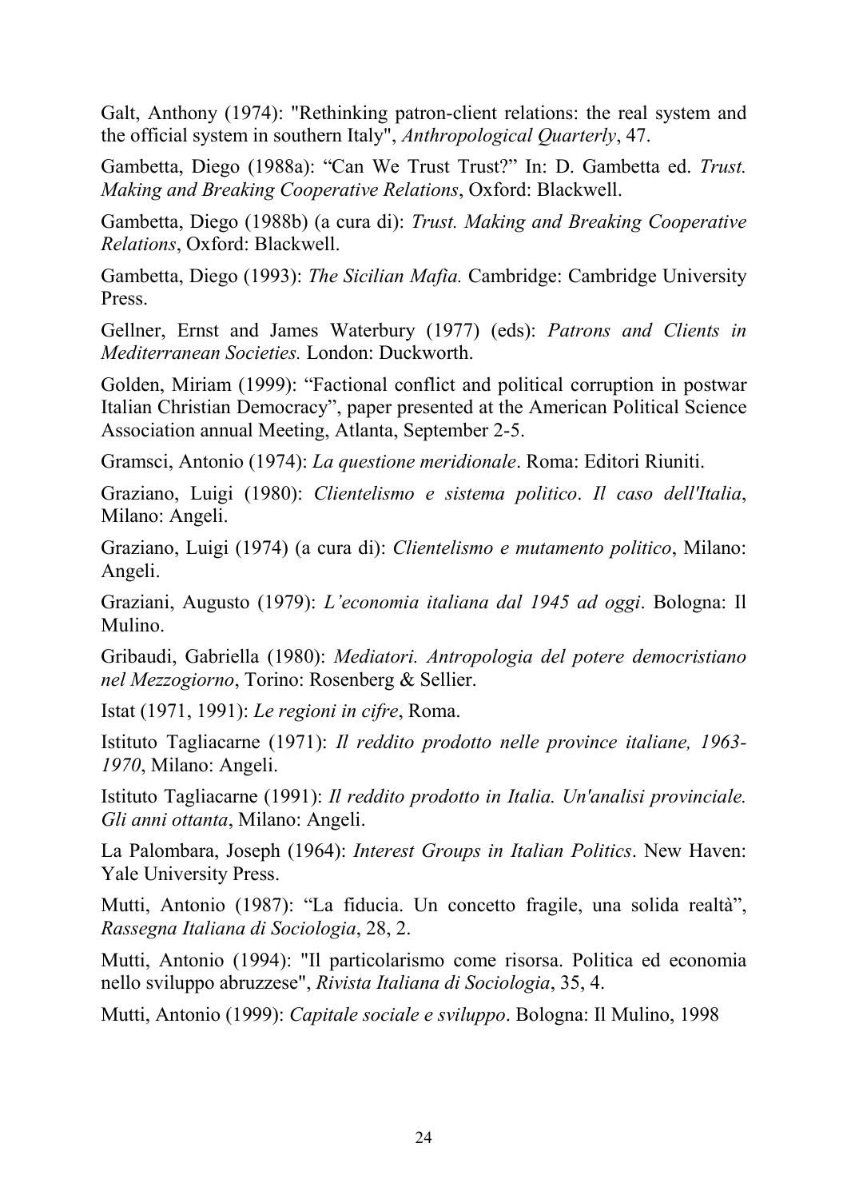Galt, Anthony (1974): "Rethinking patron-client relations: the real system and the official system in southern Italy", *Anthropological Quarterly*, 47.

Gambetta, Diego (1988a): "Can We Trust Trust?" In: D. Gambetta ed. *Trust. Making and Breaking Cooperative Relations*, Oxford: Blackwell.

Gambetta, Diego (1988b) (a cura di): *Trust. Making and Breaking Cooperative Relations*, Oxford: Blackwell.

Gambetta, Diego (1993): *The Sicilian Mafia.* Cambridge: Cambridge University Press.

Gellner, Ernst and James Waterbury (1977) (eds): *Patrons and Clients in Mediterranean Societies.* London: Duckworth.

Golden, Miriam (1999): "Factional conflict and political corruption in postwar Italian Christian Democracy", paper presented at the American Political Science Association annual Meeting, Atlanta, September 2-5.

Gramsci, Antonio (1974): *La questione meridionale*. Roma: Editori Riuniti.

Graziano, Luigi (1980): *Clientelismo e sistema politico*. *Il caso dell'Italia*, Milano: Angeli.

Graziano, Luigi (1974) (a cura di): *Clientelismo e mutamento politico*, Milano: Angeli.

Graziani, Augusto (1979): *L'economia italiana dal 1945 ad oggi*. Bologna: Il Mulino.

Gribaudi, Gabriella (1980): *Mediatori. Antropologia del potere democristiano nel Mezzogiorno*, Torino: Rosenberg & Sellier.

Istat (1971, 1991): *Le regioni in cifre*, Roma.

Istituto Tagliacarne (1971): *Il reddito prodotto nelle province italiane, 1963-1970*, Milano: Angeli.

Istituto Tagliacarne (1991): *Il reddito prodotto in Italia. Un'analisi provinciale. Gli anni ottanta*, Milano: Angeli.

La Palombara, Joseph (1964): *Interest Groups in Italian Politics*. New Haven: Yale University Press.

Mutti, Antonio (1987): "La fiducia. Un concetto fragile, una solida realtà", *Rassegna Italiana di Sociologia*, 28, 2.

Mutti, Antonio (1994): "Il particolarismo come risorsa. Politica ed economia nello sviluppo abruzzese", *Rivista Italiana di Sociologia*, 35, 4.

Mutti, Antonio (1999): *Capitale sociale e sviluppo*. Bologna: Il Mulino, 1998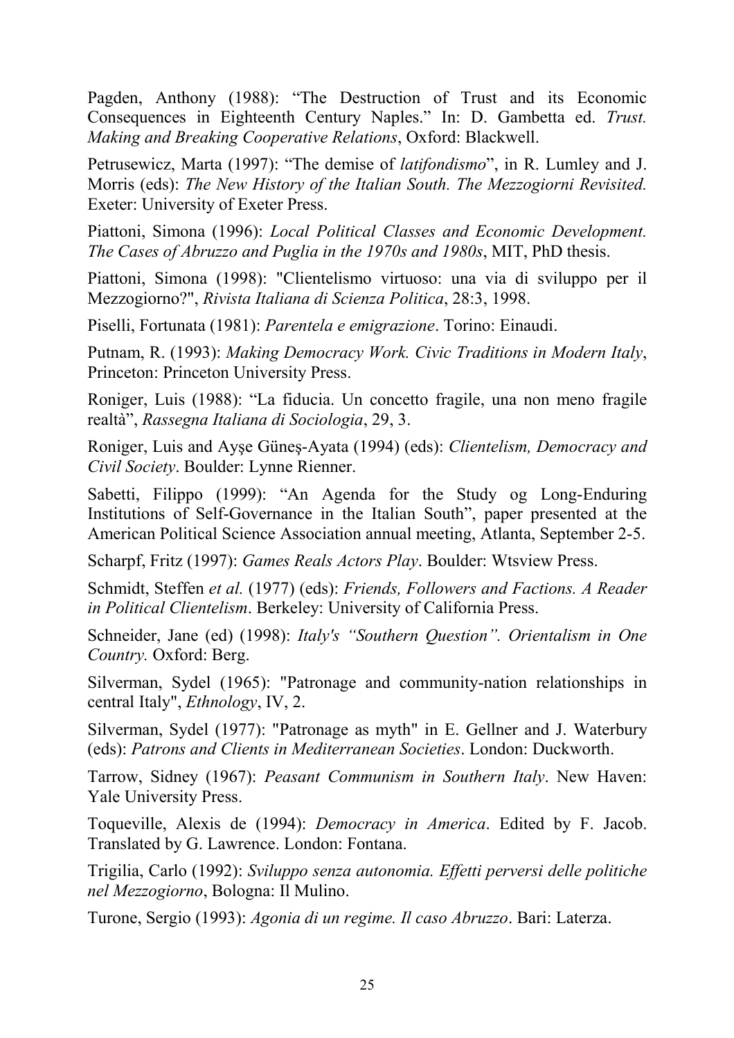Pagden, Anthony (1988): “The Destruction of Trust and its Economic Consequences in Eighteenth Century Naples.” In: D. Gambetta ed. *Trust. Making and Breaking Cooperative Relations*, Oxford: Blackwell.

Petrusewicz, Marta (1997): “The demise of *latifondismo*”, in R. Lumley and J. Morris (eds): *The New History of the Italian South. The Mezzogiorni Revisited.* Exeter: University of Exeter Press.

Piattoni, Simona (1996): *Local Political Classes and Economic Development. The Cases of Abruzzo and Puglia in the 1970s and 1980s*, MIT, PhD thesis.

Piattoni, Simona (1998): "Clientelismo virtuoso: una via di sviluppo per il Mezzogiorno?", *Rivista Italiana di Scienza Politica*, 28:3, 1998.

Piselli, Fortunata (1981): *Parentela e emigrazione*. Torino: Einaudi.

Putnam, R. (1993): *Making Democracy Work. Civic Traditions in Modern Italy*, Princeton: Princeton University Press.

Roniger, Luis (1988): “La fiducia. Un concetto fragile, una non meno fragile realtà”, *Rassegna Italiana di Sociologia*, 29, 3.

Roniger, Luis and Ayşe Güneş-Ayata (1994) (eds): *Clientelism, Democracy and Civil Society*. Boulder: Lynne Rienner.

Sabetti, Filippo (1999): “An Agenda for the Study og Long-Enduring Institutions of Self-Governance in the Italian South”, paper presented at the American Political Science Association annual meeting, Atlanta, September 2-5.

Scharpf, Fritz (1997): *Games Reals Actors Play*. Boulder: Wtsview Press.

Schmidt, Steffen *et al.* (1977) (eds): *Friends, Followers and Factions. A Reader in Political Clientelism*. Berkeley: University of California Press.

Schneider, Jane (ed) (1998): *Italy's “Southern Question”. Orientalism in One Country.* Oxford: Berg.

Silverman, Sydel (1965): "Patronage and community-nation relationships in central Italy", *Ethnology*, IV, 2.

Silverman, Sydel (1977): "Patronage as myth" in E. Gellner and J. Waterbury (eds): *Patrons and Clients in Mediterranean Societies*. London: Duckworth.

Tarrow, Sidney (1967): *Peasant Communism in Southern Italy*. New Haven: Yale University Press.

Toqueville, Alexis de (1994): *Democracy in America*. Edited by F. Jacob. Translated by G. Lawrence. London: Fontana.

Trigilia, Carlo (1992): *Sviluppo senza autonomia. Effetti perversi delle politiche nel Mezzogiorno*, Bologna: Il Mulino.

Turone, Sergio (1993): *Agonia di un regime. Il caso Abruzzo*. Bari: Laterza.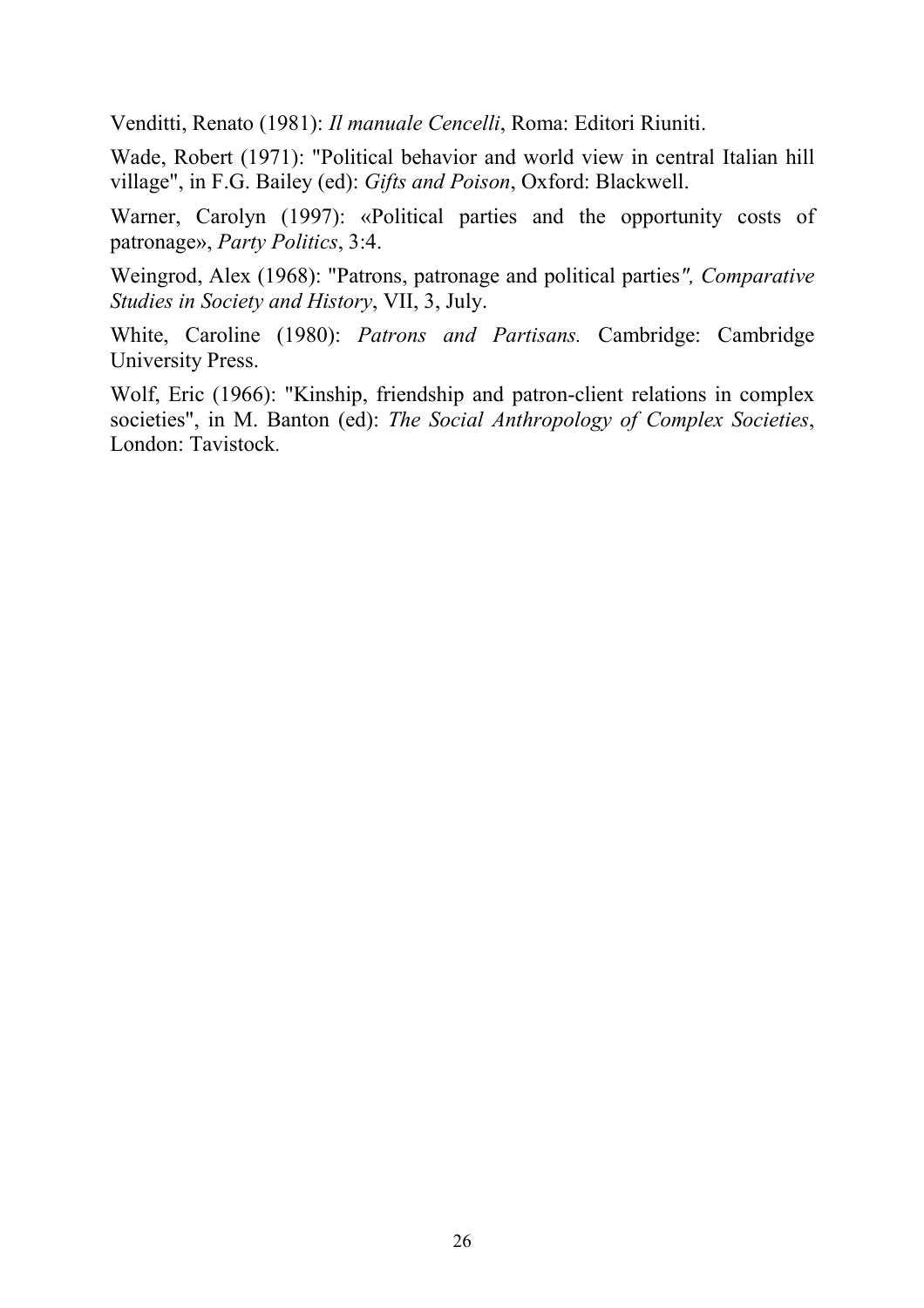Venditti, Renato (1981): *Il manuale Cencelli*, Roma: Editori Riuniti.

Wade, Robert (1971): "Political behavior and world view in central Italian hill village", in F.G. Bailey (ed): *Gifts and Poison*, Oxford: Blackwell.

Warner, Carolyn (1997): «Political parties and the opportunity costs of patronage», *Party Politics*, 3:4.

Weingrod, Alex (1968): "Patrons, patronage and political parties*", Comparative Studies in Society and History*, VII, 3, July.

White, Caroline (1980): *Patrons and Partisans.* Cambridge: Cambridge University Press.

Wolf, Eric (1966): "Kinship, friendship and patron-client relations in complex societies", in M. Banton (ed): *The Social Anthropology of Complex Societies*, London: Tavistock.